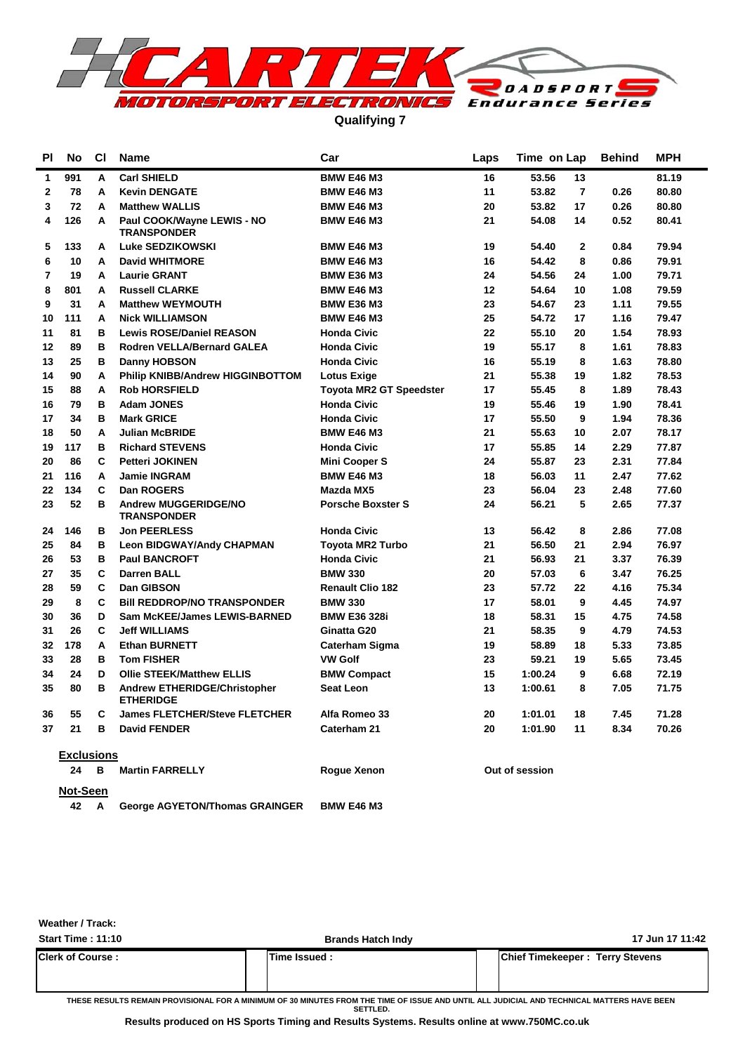# Qualifying 7

| Pl | No | Cl | Name | Car | Laps | Time | on Lap | Behind | MPH |
|---|---|---|---|---|---|---|---|---|---|
| 1 | 991 | A | Carl SHIELD | BMW E46 M3 | 16 | 53.56 | 13 | | 81.19 |
| 2 | 78 | A | Kevin DENGATE | BMW E46 M3 | 11 | 53.82 | 7 | 0.26 | 80.80 |
| 3 | 72 | A | Matthew WALLIS | BMW E46 M3 | 20 | 53.82 | 17 | 0.26 | 80.80 |
| 4 | 126 | A | Paul COOK/Wayne LEWIS - NO TRANSPONDER | BMW E46 M3 | 21 | 54.08 | 14 | 0.52 | 80.41 |
| 5 | 133 | A | Luke SEDZIKOWSKI | BMW E46 M3 | 19 | 54.40 | 2 | 0.84 | 79.94 |
| 6 | 10 | A | David WHITMORE | BMW E46 M3 | 16 | 54.42 | 8 | 0.86 | 79.91 |
| 7 | 19 | A | Laurie GRANT | BMW E36 M3 | 24 | 54.56 | 24 | 1.00 | 79.71 |
| 8 | 801 | A | Russell CLARKE | BMW E46 M3 | 12 | 54.64 | 10 | 1.08 | 79.59 |
| 9 | 31 | A | Matthew WEYMOUTH | BMW E36 M3 | 23 | 54.67 | 23 | 1.11 | 79.55 |
| 10 | 111 | A | Nick WILLIAMSON | BMW E46 M3 | 25 | 54.72 | 17 | 1.16 | 79.47 |
| 11 | 81 | B | Lewis ROSE/Daniel REASON | Honda Civic | 22 | 55.10 | 20 | 1.54 | 78.93 |
| 12 | 89 | B | Rodren VELLA/Bernard GALEA | Honda Civic | 19 | 55.17 | 8 | 1.61 | 78.83 |
| 13 | 25 | B | Danny HOBSON | Honda Civic | 16 | 55.19 | 8 | 1.63 | 78.80 |
| 14 | 90 | A | Philip KNIBB/Andrew HIGGINBOTTOM | Lotus Exige | 21 | 55.38 | 19 | 1.82 | 78.53 |
| 15 | 88 | A | Rob HORSFIELD | Toyota MR2 GT Speedster | 17 | 55.45 | 8 | 1.89 | 78.43 |
| 16 | 79 | B | Adam JONES | Honda Civic | 19 | 55.46 | 19 | 1.90 | 78.41 |
| 17 | 34 | B | Mark GRICE | Honda Civic | 17 | 55.50 | 9 | 1.94 | 78.36 |
| 18 | 50 | A | Julian McBRIDE | BMW E46 M3 | 21 | 55.63 | 10 | 2.07 | 78.17 |
| 19 | 117 | B | Richard STEVENS | Honda Civic | 17 | 55.85 | 14 | 2.29 | 77.87 |
| 20 | 86 | C | Petteri JOKINEN | Mini Cooper S | 24 | 55.87 | 23 | 2.31 | 77.84 |
| 21 | 116 | A | Jamie INGRAM | BMW E46 M3 | 18 | 56.03 | 11 | 2.47 | 77.62 |
| 22 | 134 | C | Dan ROGERS | Mazda MX5 | 23 | 56.04 | 23 | 2.48 | 77.60 |
| 23 | 52 | B | Andrew MUGGERIDGE/NO TRANSPONDER | Porsche Boxster S | 24 | 56.21 | 5 | 2.65 | 77.37 |
| 24 | 146 | B | Jon PEERLESS | Honda Civic | 13 | 56.42 | 8 | 2.86 | 77.08 |
| 25 | 84 | B | Leon BIDGWAY/Andy CHAPMAN | Toyota MR2 Turbo | 21 | 56.50 | 21 | 2.94 | 76.97 |
| 26 | 53 | B | Paul BANCROFT | Honda Civic | 21 | 56.93 | 21 | 3.37 | 76.39 |
| 27 | 35 | C | Darren BALL | BMW 330 | 20 | 57.03 | 6 | 3.47 | 76.25 |
| 28 | 59 | C | Dan GIBSON | Renault Clio 182 | 23 | 57.72 | 22 | 4.16 | 75.34 |
| 29 | 8 | C | Bill REDDROP/NO TRANSPONDER | BMW 330 | 17 | 58.01 | 9 | 4.45 | 74.97 |
| 30 | 36 | D | Sam McKEE/James LEWIS-BARNED | BMW E36 328i | 18 | 58.31 | 15 | 4.75 | 74.58 |
| 31 | 26 | C | Jeff WILLIAMS | Ginatta G20 | 21 | 58.35 | 9 | 4.79 | 74.53 |
| 32 | 178 | A | Ethan BURNETT | Caterham Sigma | 19 | 58.89 | 18 | 5.33 | 73.85 |
| 33 | 28 | B | Tom FISHER | VW Golf | 23 | 59.21 | 19 | 5.65 | 73.45 |
| 34 | 24 | D | Ollie STEEK/Matthew ELLIS | BMW Compact | 15 | 1:00.24 | 9 | 6.68 | 72.19 |
| 35 | 80 | B | Andrew ETHERIDGE/Christopher ETHERIDGE | Seat Leon | 13 | 1:00.61 | 8 | 7.05 | 71.75 |
| 36 | 55 | C | James FLETCHER/Steve FLETCHER | Alfa Romeo 33 | 20 | 1:01.01 | 18 | 7.45 | 71.28 |
| 37 | 21 | B | David FENDER | Caterham 21 | 20 | 1:01.90 | 11 | 8.34 | 70.26 |

**Exclusions**

| No | Cl | Name | Car | |
|---|---|---|---|---|
| 24 | B | Martin FARRELLY | Rogue Xenon | Out of session |

**Not-Seen**

| No | Cl | Name | Car |
|---|---|---|---|
| 42 | A | George AGYETON/Thomas GRAINGER | BMW E46 M3 |

Weather / Track:

Start Time : 11:10 — Brands Hatch Indy — 17 Jun 17 11:42

| Clerk of Course : | Time Issued : | Chief Timekeeper : Terry Stevens |
|---|---|---|

THESE RESULTS REMAIN PROVISIONAL FOR A MINIMUM OF 30 MINUTES FROM THE TIME OF ISSUE AND UNTIL ALL JUDICIAL AND TECHNICAL MATTERS HAVE BEEN SETTLED.

**Results produced on HS Sports Timing and Results Systems. Results online at www.750MC.co.uk**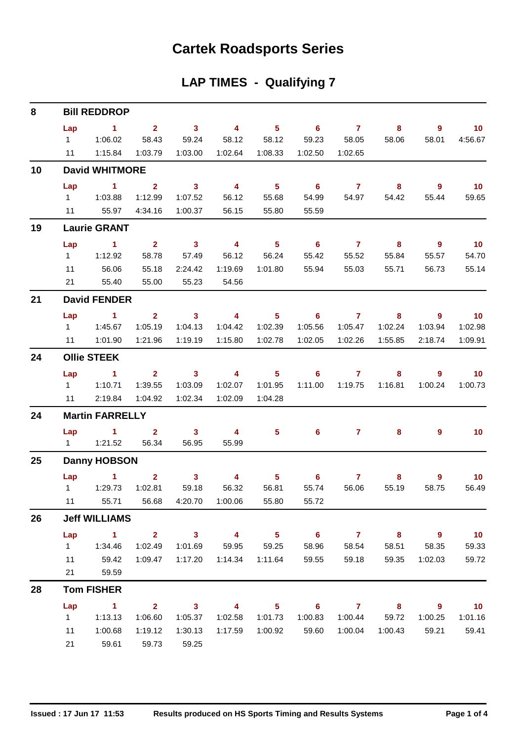# Cartek Roadsports Series

## LAP TIMES - Qualifying 7

### 8 Bill REDDROP

| Lap | 1 | 2 | 3 | 4 | 5 | 6 | 7 | 8 | 9 | 10 |
|---|---|---|---|---|---|---|---|---|---|---|
| 1 | 1:06.02 | 58.43 | 59.24 | 58.12 | 58.12 | 59.23 | 58.05 | 58.06 | 58.01 | 4:56.67 |
| 11 | 1:15.84 | 1:03.79 | 1:03.00 | 1:02.64 | 1:08.33 | 1:02.50 | 1:02.65 | | | |

### 10 David WHITMORE

| Lap | 1 | 2 | 3 | 4 | 5 | 6 | 7 | 8 | 9 | 10 |
|---|---|---|---|---|---|---|---|---|---|---|
| 1 | 1:03.88 | 1:12.99 | 1:07.52 | 56.12 | 55.68 | 54.99 | 54.97 | 54.42 | 55.44 | 59.65 |
| 11 | 55.97 | 4:34.16 | 1:00.37 | 56.15 | 55.80 | 55.59 | | | | |

### 19 Laurie GRANT

| Lap | 1 | 2 | 3 | 4 | 5 | 6 | 7 | 8 | 9 | 10 |
|---|---|---|---|---|---|---|---|---|---|---|
| 1 | 1:12.92 | 58.78 | 57.49 | 56.12 | 56.24 | 55.42 | 55.52 | 55.84 | 55.57 | 54.70 |
| 11 | 56.06 | 55.18 | 2:24.42 | 1:19.69 | 1:01.80 | 55.94 | 55.03 | 55.71 | 56.73 | 55.14 |
| 21 | 55.40 | 55.00 | 55.23 | 54.56 | | | | | | |

### 21 David FENDER

| Lap | 1 | 2 | 3 | 4 | 5 | 6 | 7 | 8 | 9 | 10 |
|---|---|---|---|---|---|---|---|---|---|---|
| 1 | 1:45.67 | 1:05.19 | 1:04.13 | 1:04.42 | 1:02.39 | 1:05.56 | 1:05.47 | 1:02.24 | 1:03.94 | 1:02.98 |
| 11 | 1:01.90 | 1:21.96 | 1:19.19 | 1:15.80 | 1:02.78 | 1:02.05 | 1:02.26 | 1:55.85 | 2:18.74 | 1:09.91 |

### 24 Ollie STEEK

| Lap | 1 | 2 | 3 | 4 | 5 | 6 | 7 | 8 | 9 | 10 |
|---|---|---|---|---|---|---|---|---|---|---|
| 1 | 1:10.71 | 1:39.55 | 1:03.09 | 1:02.07 | 1:01.95 | 1:11.00 | 1:19.75 | 1:16.81 | 1:00.24 | 1:00.73 |
| 11 | 2:19.84 | 1:04.92 | 1:02.34 | 1:02.09 | 1:04.28 | | | | | |

### 24 Martin FARRELLY

| Lap | 1 | 2 | 3 | 4 | 5 | 6 | 7 | 8 | 9 | 10 |
|---|---|---|---|---|---|---|---|---|---|---|
| 1 | 1:21.52 | 56.34 | 56.95 | 55.99 | | | | | | |

### 25 Danny HOBSON

| Lap | 1 | 2 | 3 | 4 | 5 | 6 | 7 | 8 | 9 | 10 |
|---|---|---|---|---|---|---|---|---|---|---|
| 1 | 1:29.73 | 1:02.81 | 59.18 | 56.32 | 56.81 | 55.74 | 56.06 | 55.19 | 58.75 | 56.49 |
| 11 | 55.71 | 56.68 | 4:20.70 | 1:00.06 | 55.80 | 55.72 | | | | |

### 26 Jeff WILLIAMS

| Lap | 1 | 2 | 3 | 4 | 5 | 6 | 7 | 8 | 9 | 10 |
|---|---|---|---|---|---|---|---|---|---|---|
| 1 | 1:34.46 | 1:02.49 | 1:01.69 | 59.95 | 59.25 | 58.96 | 58.54 | 58.51 | 58.35 | 59.33 |
| 11 | 59.42 | 1:09.47 | 1:17.20 | 1:14.34 | 1:11.64 | 59.55 | 59.18 | 59.35 | 1:02.03 | 59.72 |
| 21 | 59.59 | | | | | | | | | |

### 28 Tom FISHER

| Lap | 1 | 2 | 3 | 4 | 5 | 6 | 7 | 8 | 9 | 10 |
|---|---|---|---|---|---|---|---|---|---|---|
| 1 | 1:13.13 | 1:06.60 | 1:05.37 | 1:02.58 | 1:01.73 | 1:00.83 | 1:00.44 | 59.72 | 1:00.25 | 1:01.16 |
| 11 | 1:00.68 | 1:19.12 | 1:30.13 | 1:17.59 | 1:00.92 | 59.60 | 1:00.04 | 1:00.43 | 59.21 | 59.41 |
| 21 | 59.61 | 59.73 | 59.25 | | | | | | | |

Issued : 17 Jun 17 11:53 Results produced on HS Sports Timing and Results Systems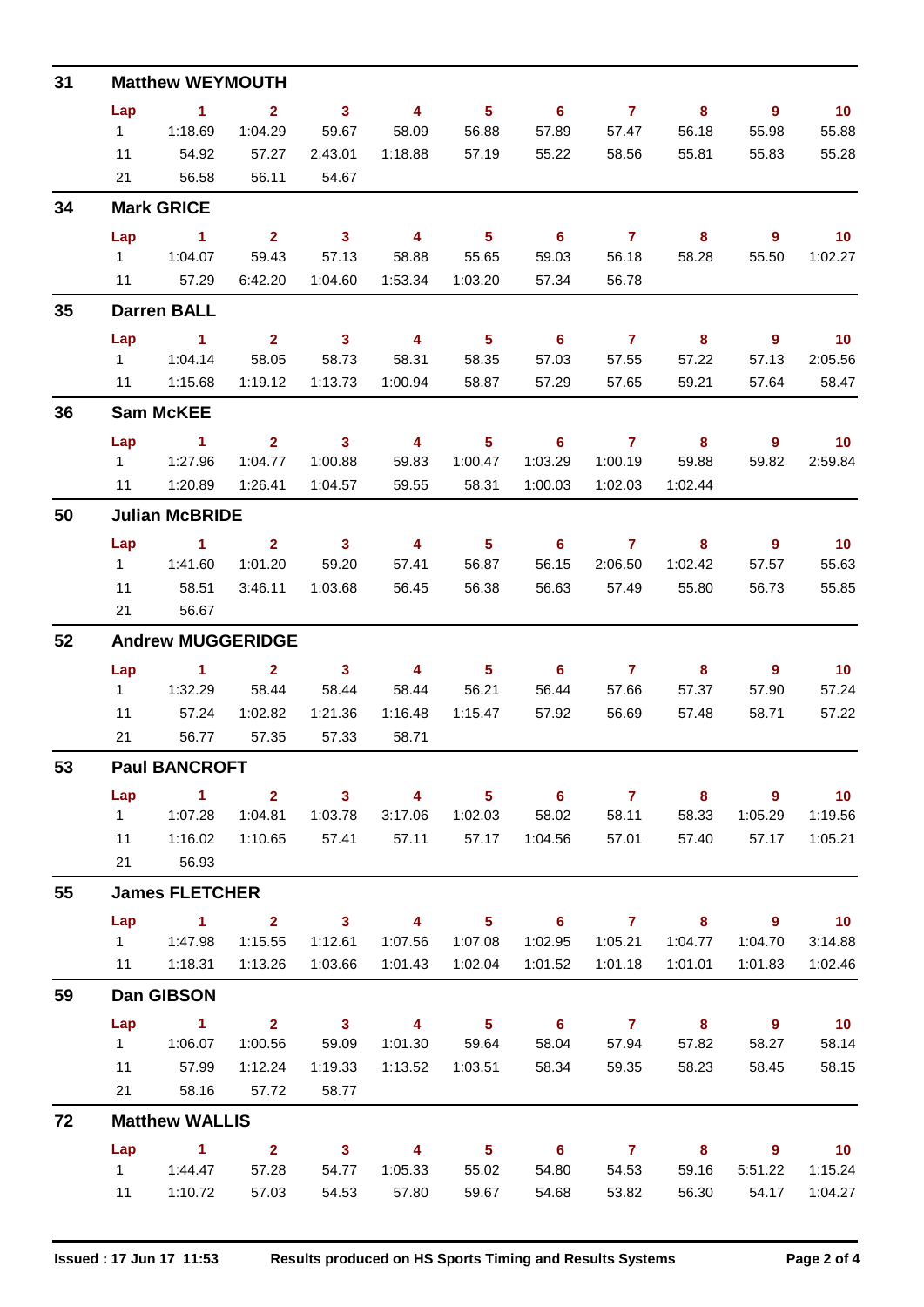## 31 Matthew WEYMOUTH

| Lap | 1 | 2 | 3 | 4 | 5 | 6 | 7 | 8 | 9 | 10 |
|---|---|---|---|---|---|---|---|---|---|---|
| 1 | 1:18.69 | 1:04.29 | 59.67 | 58.09 | 56.88 | 57.89 | 57.47 | 56.18 | 55.98 | 55.88 |
| 11 | 54.92 | 57.27 | 2:43.01 | 1:18.88 | 57.19 | 55.22 | 58.56 | 55.81 | 55.83 | 55.28 |
| 21 | 56.58 | 56.11 | 54.67 | | | | | | | |

## 34 Mark GRICE

| Lap | 1 | 2 | 3 | 4 | 5 | 6 | 7 | 8 | 9 | 10 |
|---|---|---|---|---|---|---|---|---|---|---|
| 1 | 1:04.07 | 59.43 | 57.13 | 58.88 | 55.65 | 59.03 | 56.18 | 58.28 | 55.50 | 1:02.27 |
| 11 | 57.29 | 6:42.20 | 1:04.60 | 1:53.34 | 1:03.20 | 57.34 | 56.78 | | | |

## 35 Darren BALL

| Lap | 1 | 2 | 3 | 4 | 5 | 6 | 7 | 8 | 9 | 10 |
|---|---|---|---|---|---|---|---|---|---|---|
| 1 | 1:04.14 | 58.05 | 58.73 | 58.31 | 58.35 | 57.03 | 57.55 | 57.22 | 57.13 | 2:05.56 |
| 11 | 1:15.68 | 1:19.12 | 1:13.73 | 1:00.94 | 58.87 | 57.29 | 57.65 | 59.21 | 57.64 | 58.47 |

## 36 Sam McKEE

| Lap | 1 | 2 | 3 | 4 | 5 | 6 | 7 | 8 | 9 | 10 |
|---|---|---|---|---|---|---|---|---|---|---|
| 1 | 1:27.96 | 1:04.77 | 1:00.88 | 59.83 | 1:00.47 | 1:03.29 | 1:00.19 | 59.88 | 59.82 | 2:59.84 |
| 11 | 1:20.89 | 1:26.41 | 1:04.57 | 59.55 | 58.31 | 1:00.03 | 1:02.03 | 1:02.44 | | |

## 50 Julian McBRIDE

| Lap | 1 | 2 | 3 | 4 | 5 | 6 | 7 | 8 | 9 | 10 |
|---|---|---|---|---|---|---|---|---|---|---|
| 1 | 1:41.60 | 1:01.20 | 59.20 | 57.41 | 56.87 | 56.15 | 2:06.50 | 1:02.42 | 57.57 | 55.63 |
| 11 | 58.51 | 3:46.11 | 1:03.68 | 56.45 | 56.38 | 56.63 | 57.49 | 55.80 | 56.73 | 55.85 |
| 21 | 56.67 | | | | | | | | | |

## 52 Andrew MUGGERIDGE

| Lap | 1 | 2 | 3 | 4 | 5 | 6 | 7 | 8 | 9 | 10 |
|---|---|---|---|---|---|---|---|---|---|---|
| 1 | 1:32.29 | 58.44 | 58.44 | 58.44 | 56.21 | 56.44 | 57.66 | 57.37 | 57.90 | 57.24 |
| 11 | 57.24 | 1:02.82 | 1:21.36 | 1:16.48 | 1:15.47 | 57.92 | 56.69 | 57.48 | 58.71 | 57.22 |
| 21 | 56.77 | 57.35 | 57.33 | 58.71 | | | | | | |

## 53 Paul BANCROFT

| Lap | 1 | 2 | 3 | 4 | 5 | 6 | 7 | 8 | 9 | 10 |
|---|---|---|---|---|---|---|---|---|---|---|
| 1 | 1:07.28 | 1:04.81 | 1:03.78 | 3:17.06 | 1:02.03 | 58.02 | 58.11 | 58.33 | 1:05.29 | 1:19.56 |
| 11 | 1:16.02 | 1:10.65 | 57.41 | 57.11 | 57.17 | 1:04.56 | 57.01 | 57.40 | 57.17 | 1:05.21 |
| 21 | 56.93 | | | | | | | | | |

## 55 James FLETCHER

| Lap | 1 | 2 | 3 | 4 | 5 | 6 | 7 | 8 | 9 | 10 |
|---|---|---|---|---|---|---|---|---|---|---|
| 1 | 1:47.98 | 1:15.55 | 1:12.61 | 1:07.56 | 1:07.08 | 1:02.95 | 1:05.21 | 1:04.77 | 1:04.70 | 3:14.88 |
| 11 | 1:18.31 | 1:13.26 | 1:03.66 | 1:01.43 | 1:02.04 | 1:01.52 | 1:01.18 | 1:01.01 | 1:01.83 | 1:02.46 |

## 59 Dan GIBSON

| Lap | 1 | 2 | 3 | 4 | 5 | 6 | 7 | 8 | 9 | 10 |
|---|---|---|---|---|---|---|---|---|---|---|
| 1 | 1:06.07 | 1:00.56 | 59.09 | 1:01.30 | 59.64 | 58.04 | 57.94 | 57.82 | 58.27 | 58.14 |
| 11 | 57.99 | 1:12.24 | 1:19.33 | 1:13.52 | 1:03.51 | 58.34 | 59.35 | 58.23 | 58.45 | 58.15 |
| 21 | 58.16 | 57.72 | 58.77 | | | | | | | |

## 72 Matthew WALLIS

| Lap | 1 | 2 | 3 | 4 | 5 | 6 | 7 | 8 | 9 | 10 |
|---|---|---|---|---|---|---|---|---|---|---|
| 1 | 1:44.47 | 57.28 | 54.77 | 1:05.33 | 55.02 | 54.80 | 54.53 | 59.16 | 5:51.22 | 1:15.24 |
| 11 | 1:10.72 | 57.03 | 54.53 | 57.80 | 59.67 | 54.68 | 53.82 | 56.30 | 54.17 | 1:04.27 |

Issued : 17 Jun 17 11:53 — Results produced on HS Sports Timing and Results Systems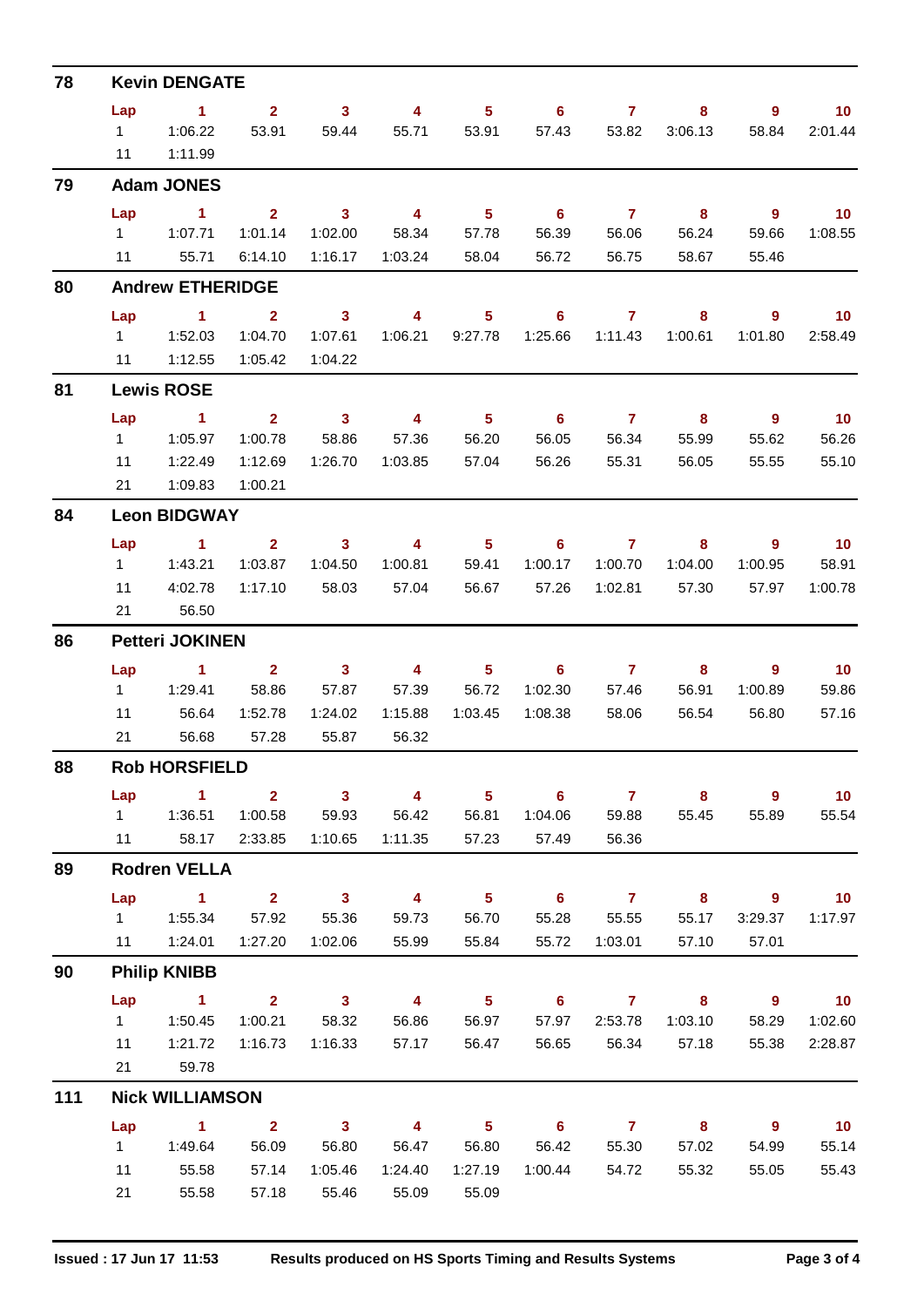## 78 Kevin DENGATE

| Lap | 1 | 2 | 3 | 4 | 5 | 6 | 7 | 8 | 9 | 10 |
|---|---|---|---|---|---|---|---|---|---|---|
| 1 | 1:06.22 | 53.91 | 59.44 | 55.71 | 53.91 | 57.43 | 53.82 | 3:06.13 | 58.84 | 2:01.44 |
| 11 | 1:11.99 | | | | | | | | | |

## 79 Adam JONES

| Lap | 1 | 2 | 3 | 4 | 5 | 6 | 7 | 8 | 9 | 10 |
|---|---|---|---|---|---|---|---|---|---|---|
| 1 | 1:07.71 | 1:01.14 | 1:02.00 | 58.34 | 57.78 | 56.39 | 56.06 | 56.24 | 59.66 | 1:08.55 |
| 11 | 55.71 | 6:14.10 | 1:16.17 | 1:03.24 | 58.04 | 56.72 | 56.75 | 58.67 | 55.46 | |

## 80 Andrew ETHERIDGE

| Lap | 1 | 2 | 3 | 4 | 5 | 6 | 7 | 8 | 9 | 10 |
|---|---|---|---|---|---|---|---|---|---|---|
| 1 | 1:52.03 | 1:04.70 | 1:07.61 | 1:06.21 | 9:27.78 | 1:25.66 | 1:11.43 | 1:00.61 | 1:01.80 | 2:58.49 |
| 11 | 1:12.55 | 1:05.42 | 1:04.22 | | | | | | | |

## 81 Lewis ROSE

| Lap | 1 | 2 | 3 | 4 | 5 | 6 | 7 | 8 | 9 | 10 |
|---|---|---|---|---|---|---|---|---|---|---|
| 1 | 1:05.97 | 1:00.78 | 58.86 | 57.36 | 56.20 | 56.05 | 56.34 | 55.99 | 55.62 | 56.26 |
| 11 | 1:22.49 | 1:12.69 | 1:26.70 | 1:03.85 | 57.04 | 56.26 | 55.31 | 56.05 | 55.55 | 55.10 |
| 21 | 1:09.83 | 1:00.21 | | | | | | | | |

## 84 Leon BIDGWAY

| Lap | 1 | 2 | 3 | 4 | 5 | 6 | 7 | 8 | 9 | 10 |
|---|---|---|---|---|---|---|---|---|---|---|
| 1 | 1:43.21 | 1:03.87 | 1:04.50 | 1:00.81 | 59.41 | 1:00.17 | 1:00.70 | 1:04.00 | 1:00.95 | 58.91 |
| 11 | 4:02.78 | 1:17.10 | 58.03 | 57.04 | 56.67 | 57.26 | 1:02.81 | 57.30 | 57.97 | 1:00.78 |
| 21 | 56.50 | | | | | | | | | |

## 86 Petteri JOKINEN

| Lap | 1 | 2 | 3 | 4 | 5 | 6 | 7 | 8 | 9 | 10 |
|---|---|---|---|---|---|---|---|---|---|---|
| 1 | 1:29.41 | 58.86 | 57.87 | 57.39 | 56.72 | 1:02.30 | 57.46 | 56.91 | 1:00.89 | 59.86 |
| 11 | 56.64 | 1:52.78 | 1:24.02 | 1:15.88 | 1:03.45 | 1:08.38 | 58.06 | 56.54 | 56.80 | 57.16 |
| 21 | 56.68 | 57.28 | 55.87 | 56.32 | | | | | | |

## 88 Rob HORSFIELD

| Lap | 1 | 2 | 3 | 4 | 5 | 6 | 7 | 8 | 9 | 10 |
|---|---|---|---|---|---|---|---|---|---|---|
| 1 | 1:36.51 | 1:00.58 | 59.93 | 56.42 | 56.81 | 1:04.06 | 59.88 | 55.45 | 55.89 | 55.54 |
| 11 | 58.17 | 2:33.85 | 1:10.65 | 1:11.35 | 57.23 | 57.49 | 56.36 | | | |

## 89 Rodren VELLA

| Lap | 1 | 2 | 3 | 4 | 5 | 6 | 7 | 8 | 9 | 10 |
|---|---|---|---|---|---|---|---|---|---|---|
| 1 | 1:55.34 | 57.92 | 55.36 | 59.73 | 56.70 | 55.28 | 55.55 | 55.17 | 3:29.37 | 1:17.97 |
| 11 | 1:24.01 | 1:27.20 | 1:02.06 | 55.99 | 55.84 | 55.72 | 1:03.01 | 57.10 | 57.01 | |

## 90 Philip KNIBB

| Lap | 1 | 2 | 3 | 4 | 5 | 6 | 7 | 8 | 9 | 10 |
|---|---|---|---|---|---|---|---|---|---|---|
| 1 | 1:50.45 | 1:00.21 | 58.32 | 56.86 | 56.97 | 57.97 | 2:53.78 | 1:03.10 | 58.29 | 1:02.60 |
| 11 | 1:21.72 | 1:16.73 | 1:16.33 | 57.17 | 56.47 | 56.65 | 56.34 | 57.18 | 55.38 | 2:28.87 |
| 21 | 59.78 | | | | | | | | | |

## 111 Nick WILLIAMSON

| Lap | 1 | 2 | 3 | 4 | 5 | 6 | 7 | 8 | 9 | 10 |
|---|---|---|---|---|---|---|---|---|---|---|
| 1 | 1:49.64 | 56.09 | 56.80 | 56.47 | 56.80 | 56.42 | 55.30 | 57.02 | 54.99 | 55.14 |
| 11 | 55.58 | 57.14 | 1:05.46 | 1:24.40 | 1:27.19 | 1:00.44 | 54.72 | 55.32 | 55.05 | 55.43 |
| 21 | 55.58 | 57.18 | 55.46 | 55.09 | 55.09 | | | | | |

Issued : 17 Jun 17 11:53 Results produced on HS Sports Timing and Results Systems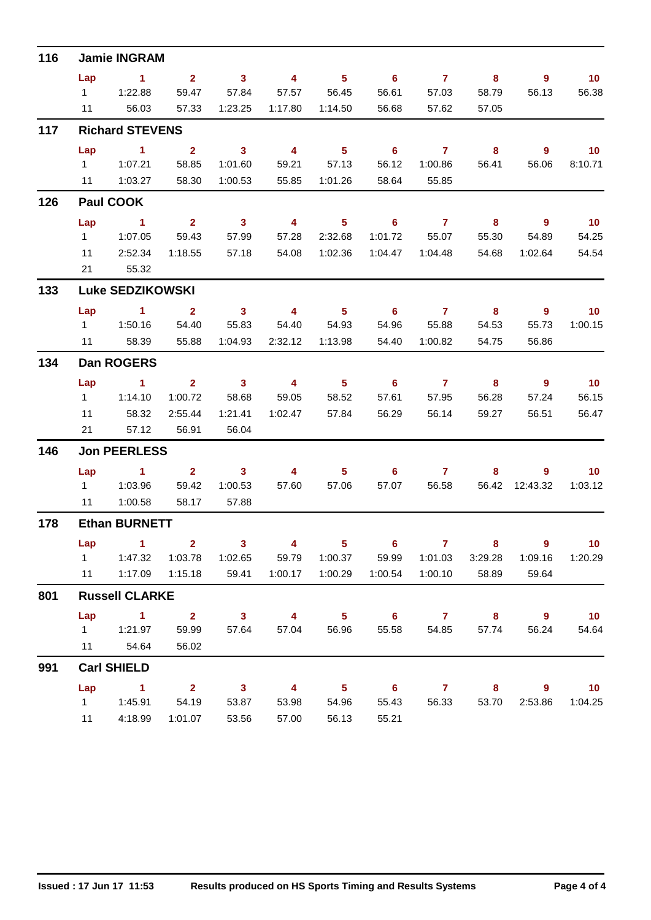## 116 Jamie INGRAM

| Lap | 1 | 2 | 3 | 4 | 5 | 6 | 7 | 8 | 9 | 10 |
|---|---|---|---|---|---|---|---|---|---|---|
| 1 | 1:22.88 | 59.47 | 57.84 | 57.57 | 56.45 | 56.61 | 57.03 | 58.79 | 56.13 | 56.38 |
| 11 | 56.03 | 57.33 | 1:23.25 | 1:17.80 | 1:14.50 | 56.68 | 57.62 | 57.05 | | |

## 117 Richard STEVENS

| Lap | 1 | 2 | 3 | 4 | 5 | 6 | 7 | 8 | 9 | 10 |
|---|---|---|---|---|---|---|---|---|---|---|
| 1 | 1:07.21 | 58.85 | 1:01.60 | 59.21 | 57.13 | 56.12 | 1:00.86 | 56.41 | 56.06 | 8:10.71 |
| 11 | 1:03.27 | 58.30 | 1:00.53 | 55.85 | 1:01.26 | 58.64 | 55.85 | | | |

## 126 Paul COOK

| Lap | 1 | 2 | 3 | 4 | 5 | 6 | 7 | 8 | 9 | 10 |
|---|---|---|---|---|---|---|---|---|---|---|
| 1 | 1:07.05 | 59.43 | 57.99 | 57.28 | 2:32.68 | 1:01.72 | 55.07 | 55.30 | 54.89 | 54.25 |
| 11 | 2:52.34 | 1:18.55 | 57.18 | 54.08 | 1:02.36 | 1:04.47 | 1:04.48 | 54.68 | 1:02.64 | 54.54 |
| 21 | 55.32 | | | | | | | | | |

## 133 Luke SEDZIKOWSKI

| Lap | 1 | 2 | 3 | 4 | 5 | 6 | 7 | 8 | 9 | 10 |
|---|---|---|---|---|---|---|---|---|---|---|
| 1 | 1:50.16 | 54.40 | 55.83 | 54.40 | 54.93 | 54.96 | 55.88 | 54.53 | 55.73 | 1:00.15 |
| 11 | 58.39 | 55.88 | 1:04.93 | 2:32.12 | 1:13.98 | 54.40 | 1:00.82 | 54.75 | 56.86 | |

## 134 Dan ROGERS

| Lap | 1 | 2 | 3 | 4 | 5 | 6 | 7 | 8 | 9 | 10 |
|---|---|---|---|---|---|---|---|---|---|---|
| 1 | 1:14.10 | 1:00.72 | 58.68 | 59.05 | 58.52 | 57.61 | 57.95 | 56.28 | 57.24 | 56.15 |
| 11 | 58.32 | 2:55.44 | 1:21.41 | 1:02.47 | 57.84 | 56.29 | 56.14 | 59.27 | 56.51 | 56.47 |
| 21 | 57.12 | 56.91 | 56.04 | | | | | | | |

## 146 Jon PEERLESS

| Lap | 1 | 2 | 3 | 4 | 5 | 6 | 7 | 8 | 9 | 10 |
|---|---|---|---|---|---|---|---|---|---|---|
| 1 | 1:03.96 | 59.42 | 1:00.53 | 57.60 | 57.06 | 57.07 | 56.58 | 56.42 | 12:43.32 | 1:03.12 |
| 11 | 1:00.58 | 58.17 | 57.88 | | | | | | | |

## 178 Ethan BURNETT

| Lap | 1 | 2 | 3 | 4 | 5 | 6 | 7 | 8 | 9 | 10 |
|---|---|---|---|---|---|---|---|---|---|---|
| 1 | 1:47.32 | 1:03.78 | 1:02.65 | 59.79 | 1:00.37 | 59.99 | 1:01.03 | 3:29.28 | 1:09.16 | 1:20.29 |
| 11 | 1:17.09 | 1:15.18 | 59.41 | 1:00.17 | 1:00.29 | 1:00.54 | 1:00.10 | 58.89 | 59.64 | |

## 801 Russell CLARKE

| Lap | 1 | 2 | 3 | 4 | 5 | 6 | 7 | 8 | 9 | 10 |
|---|---|---|---|---|---|---|---|---|---|---|
| 1 | 1:21.97 | 59.99 | 57.64 | 57.04 | 56.96 | 55.58 | 54.85 | 57.74 | 56.24 | 54.64 |
| 11 | 54.64 | 56.02 | | | | | | | | |

## 991 Carl SHIELD

| Lap | 1 | 2 | 3 | 4 | 5 | 6 | 7 | 8 | 9 | 10 |
|---|---|---|---|---|---|---|---|---|---|---|
| 1 | 1:45.91 | 54.19 | 53.87 | 53.98 | 54.96 | 55.43 | 56.33 | 53.70 | 2:53.86 | 1:04.25 |
| 11 | 4:18.99 | 1:01.07 | 53.56 | 57.00 | 56.13 | 55.21 | | | | |

**Issued : 17 Jun 17 11:53** **Results produced on HS Sports Timing and Results Systems**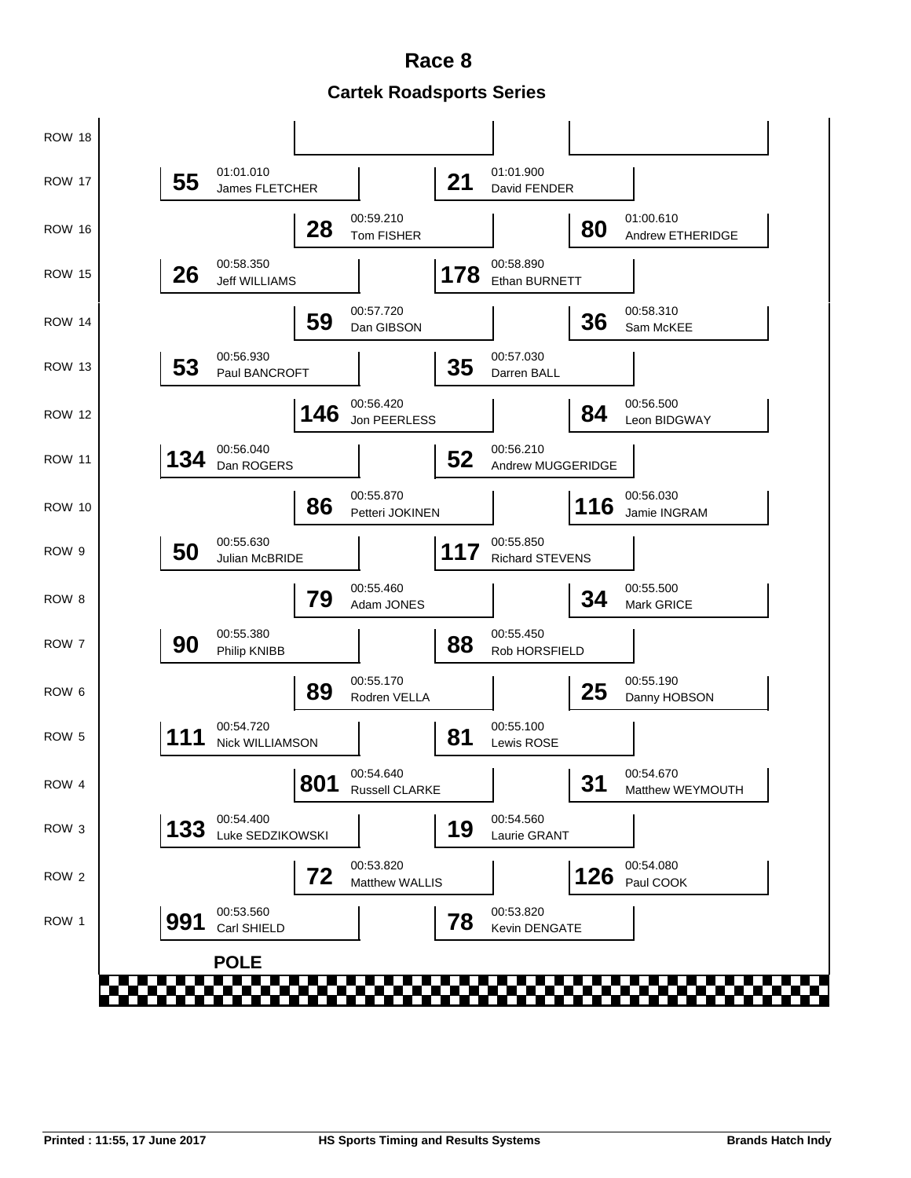# Race 8

## Cartek Roadsports Series

| Row | No. | Driver | Time |
|---|---|---|---|
| ROW 18 | | | |
| ROW 17 | 55 | James FLETCHER | 01:01.010 |
| ROW 17 | 21 | David FENDER | 01:01.900 |
| ROW 16 | 28 | Tom FISHER | 00:59.210 |
| ROW 16 | 80 | Andrew ETHERIDGE | 01:00.610 |
| ROW 15 | 26 | Jeff WILLIAMS | 00:58.350 |
| ROW 15 | 178 | Ethan BURNETT | 00:58.890 |
| ROW 14 | 59 | Dan GIBSON | 00:57.720 |
| ROW 14 | 36 | Sam McKEE | 00:58.310 |
| ROW 13 | 53 | Paul BANCROFT | 00:56.930 |
| ROW 13 | 35 | Darren BALL | 00:57.030 |
| ROW 12 | 146 | Jon PEERLESS | 00:56.420 |
| ROW 12 | 84 | Leon BIDGWAY | 00:56.500 |
| ROW 11 | 134 | Dan ROGERS | 00:56.040 |
| ROW 11 | 52 | Andrew MUGGERIDGE | 00:56.210 |
| ROW 10 | 86 | Petteri JOKINEN | 00:55.870 |
| ROW 10 | 116 | Jamie INGRAM | 00:56.030 |
| ROW 9 | 50 | Julian McBRIDE | 00:55.630 |
| ROW 9 | 117 | Richard STEVENS | 00:55.850 |
| ROW 8 | 79 | Adam JONES | 00:55.460 |
| ROW 8 | 34 | Mark GRICE | 00:55.500 |
| ROW 7 | 90 | Philip KNIBB | 00:55.380 |
| ROW 7 | 88 | Rob HORSFIELD | 00:55.450 |
| ROW 6 | 89 | Rodren VELLA | 00:55.170 |
| ROW 6 | 25 | Danny HOBSON | 00:55.190 |
| ROW 5 | 111 | Nick WILLIAMSON | 00:54.720 |
| ROW 5 | 81 | Lewis ROSE | 00:55.100 |
| ROW 4 | 801 | Russell CLARKE | 00:54.640 |
| ROW 4 | 31 | Matthew WEYMOUTH | 00:54.670 |
| ROW 3 | 133 | Luke SEDZIKOWSKI | 00:54.400 |
| ROW 3 | 19 | Laurie GRANT | 00:54.560 |
| ROW 2 | 72 | Matthew WALLIS | 00:53.820 |
| ROW 2 | 126 | Paul COOK | 00:54.080 |
| ROW 1 | 991 | Carl SHIELD | 00:53.560 |
| ROW 1 | 78 | Kevin DENGATE | 00:53.820 |

**POLE**

Printed : 11:55, 17 June 2017 — HS Sports Timing and Results Systems — Brands Hatch Indy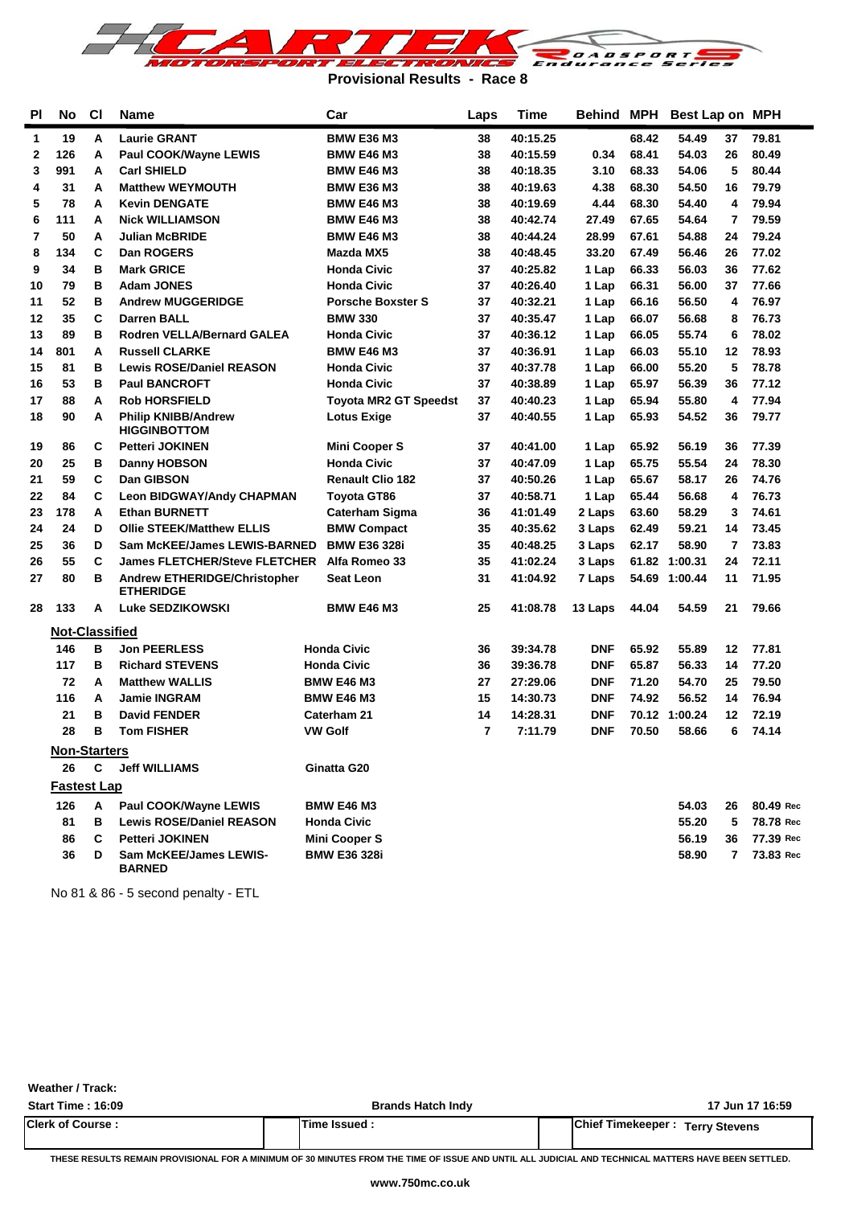# Provisional Results - Race 8

| Pl | No | Cl | Name | Car | Laps | Time | Behind | MPH | Best Lap | on | MPH |
|---|---|---|---|---|---|---|---|---|---|---|---|
| 1 | 19 | A | Laurie GRANT | BMW E36 M3 | 38 | 40:15.25 | | 68.42 | 54.49 | 37 | 79.81 |
| 2 | 126 | A | Paul COOK/Wayne LEWIS | BMW E46 M3 | 38 | 40:15.59 | 0.34 | 68.41 | 54.03 | 26 | 80.49 |
| 3 | 991 | A | Carl SHIELD | BMW E46 M3 | 38 | 40:18.35 | 3.10 | 68.33 | 54.06 | 5 | 80.44 |
| 4 | 31 | A | Matthew WEYMOUTH | BMW E36 M3 | 38 | 40:19.63 | 4.38 | 68.30 | 54.50 | 16 | 79.79 |
| 5 | 78 | A | Kevin DENGATE | BMW E36 M3 | 38 | 40:19.69 | 4.44 | 68.30 | 54.40 | 4 | 79.94 |
| 6 | 111 | A | Nick WILLIAMSON | BMW E46 M3 | 38 | 40:42.74 | 27.49 | 67.65 | 54.64 | 7 | 79.59 |
| 7 | 50 | A | Julian McBRIDE | BMW E46 M3 | 38 | 40:44.24 | 28.99 | 67.61 | 54.88 | 24 | 79.24 |
| 8 | 134 | C | Dan ROGERS | Mazda MX5 | 38 | 40:48.45 | 33.20 | 67.49 | 56.46 | 26 | 77.02 |
| 9 | 34 | B | Mark GRICE | Honda Civic | 37 | 40:25.82 | 1 Lap | 66.33 | 56.03 | 36 | 77.62 |
| 10 | 79 | B | Adam JONES | Honda Civic | 37 | 40:26.40 | 1 Lap | 66.31 | 56.00 | 37 | 77.66 |
| 11 | 52 | B | Andrew MUGGERIDGE | Porsche Boxster S | 37 | 40:32.21 | 1 Lap | 66.16 | 56.50 | 4 | 76.97 |
| 12 | 35 | C | Darren BALL | BMW 330 | 37 | 40:35.47 | 1 Lap | 66.07 | 56.68 | 8 | 76.73 |
| 13 | 89 | B | Rodren VELLA/Bernard GALEA | Honda Civic | 37 | 40:36.12 | 1 Lap | 66.05 | 55.74 | 6 | 78.02 |
| 14 | 801 | A | Russell CLARKE | BMW E46 M3 | 37 | 40:36.91 | 1 Lap | 66.03 | 55.10 | 12 | 78.93 |
| 15 | 81 | B | Lewis ROSE/Daniel REASON | Honda Civic | 37 | 40:37.78 | 1 Lap | 66.00 | 55.20 | 5 | 78.78 |
| 16 | 53 | B | Paul BANCROFT | Honda Civic | 37 | 40:38.89 | 1 Lap | 65.97 | 56.39 | 36 | 77.12 |
| 17 | 88 | A | Rob HORSFIELD | Toyota MR2 GT Speedst | 37 | 40:40.23 | 1 Lap | 65.94 | 55.80 | 4 | 77.94 |
| 18 | 90 | A | Philip KNIBB/Andrew HIGGINBOTTOM | Lotus Exige | 37 | 40:40.55 | 1 Lap | 65.93 | 54.52 | 36 | 79.77 |
| 19 | 86 | C | Petteri JOKINEN | Mini Cooper S | 37 | 40:41.00 | 1 Lap | 65.92 | 56.19 | 36 | 77.39 |
| 20 | 25 | B | Danny HOBSON | Honda Civic | 37 | 40:47.09 | 1 Lap | 65.75 | 55.54 | 24 | 78.30 |
| 21 | 59 | C | Dan GIBSON | Renault Clio 182 | 37 | 40:50.26 | 1 Lap | 65.67 | 58.17 | 26 | 74.76 |
| 22 | 84 | C | Leon BIDGWAY/Andy CHAPMAN | Toyota GT86 | 37 | 40:58.71 | 1 Lap | 65.44 | 56.68 | 4 | 76.73 |
| 23 | 178 | A | Ethan BURNETT | Caterham Sigma | 36 | 41:01.49 | 2 Laps | 63.60 | 58.29 | 3 | 74.61 |
| 24 | 24 | D | Ollie STEEK/Matthew ELLIS | BMW Compact | 35 | 40:35.62 | 3 Laps | 62.49 | 59.21 | 14 | 73.45 |
| 25 | 36 | D | Sam McKEE/James LEWIS-BARNED | BMW E36 328i | 35 | 40:48.25 | 3 Laps | 62.17 | 58.90 | 7 | 73.83 |
| 26 | 55 | C | James FLETCHER/Steve FLETCHER | Alfa Romeo 33 | 35 | 41:02.24 | 3 Laps | 61.82 | 1:00.31 | 24 | 72.11 |
| 27 | 80 | B | Andrew ETHERIDGE/Christopher ETHERIDGE | Seat Leon | 31 | 41:04.92 | 7 Laps | 54.69 | 1:00.44 | 11 | 71.95 |
| 28 | 133 | A | Luke SEDZIKOWSKI | BMW E46 M3 | 25 | 41:08.78 | 13 Laps | 44.04 | 54.59 | 21 | 79.66 |

## Not-Classified

| No | Cl | Name | Car | Laps | Time | Behind | MPH | Best Lap | on | MPH |
|---|---|---|---|---|---|---|---|---|---|---|
| 146 | B | Jon PEERLESS | Honda Civic | 36 | 39:34.78 | DNF | 65.92 | 55.89 | 12 | 77.81 |
| 117 | B | Richard STEVENS | Honda Civic | 36 | 39:36.78 | DNF | 65.87 | 56.33 | 14 | 77.20 |
| 72 | A | Matthew WALLIS | BMW E46 M3 | 27 | 27:29.06 | DNF | 71.20 | 54.70 | 25 | 79.50 |
| 116 | A | Jamie INGRAM | BMW E46 M3 | 15 | 14:30.73 | DNF | 74.92 | 56.52 | 14 | 76.94 |
| 21 | B | David FENDER | Caterham 21 | 14 | 14:28.31 | DNF | 70.12 | 1:00.24 | 12 | 72.19 |
| 28 | B | Tom FISHER | VW Golf | 7 | 7:11.79 | DNF | 70.50 | 58.66 | 6 | 74.14 |

## Non-Starters

| No | Cl | Name | Car |
|---|---|---|---|
| 26 | C | Jeff WILLIAMS | Ginatta G20 |

## Fastest Lap

| No | Cl | Name | Car | Best Lap | on | MPH |
|---|---|---|---|---|---|---|
| 126 | A | Paul COOK/Wayne LEWIS | BMW E46 M3 | 54.03 | 26 | 80.49 Rec |
| 81 | B | Lewis ROSE/Daniel REASON | Honda Civic | 55.20 | 5 | 78.78 Rec |
| 86 | C | Petteri JOKINEN | Mini Cooper S | 56.19 | 36 | 77.39 Rec |
| 36 | D | Sam McKEE/James LEWIS-BARNED | BMW E36 328i | 58.90 | 7 | 73.83 Rec |

No 81 & 86 - 5 second penalty - ETL

**Weather / Track:**

**Start Time : 16:09** | **Brands Hatch Indy** | **17 Jun 17 16:59**

| Clerk of Course : | Time Issued : | Chief Timekeeper : Terry Stevens |
|---|---|---|

THESE RESULTS REMAIN PROVISIONAL FOR A MINIMUM OF 30 MINUTES FROM THE TIME OF ISSUE AND UNTIL ALL JUDICIAL AND TECHNICAL MATTERS HAVE BEEN SETTLED.

www.750mc.co.uk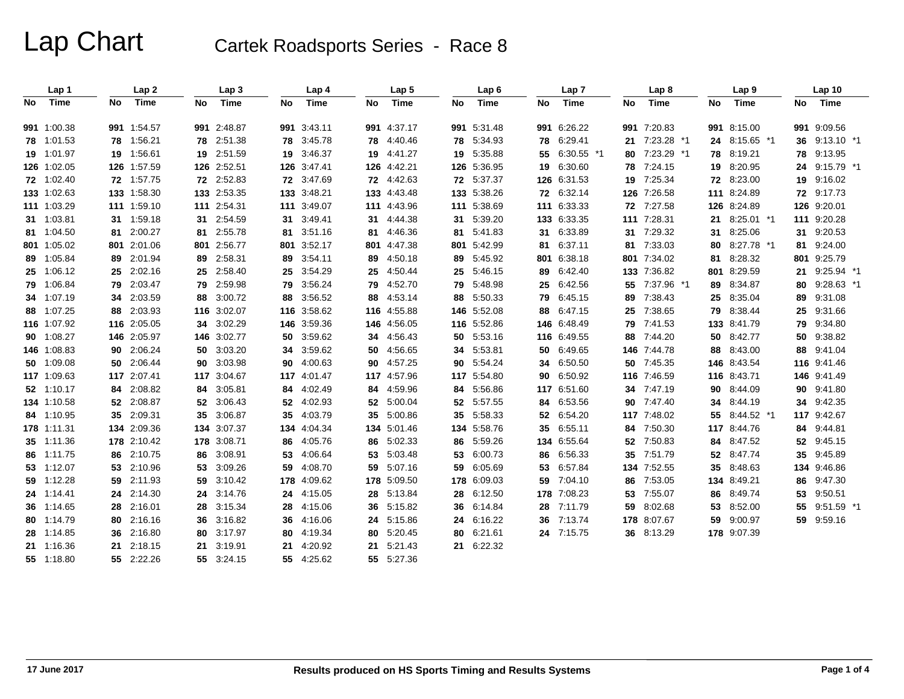# Lap Chart

## Cartek Roadsports Series - Race 8

| Lap 1 | | Lap 2 | | Lap 3 | | Lap 4 | | Lap 5 | | Lap 6 | | Lap 7 | | Lap 8 | | Lap 9 | | Lap 10 | |
|---|---|---|---|---|---|---|---|---|---|---|---|---|---|---|---|---|---|---|---|
| No | Time | No | Time | No | Time | No | Time | No | Time | No | Time | No | Time | No | Time | No | Time | No | Time |
| 991 | 1:00.38 | 991 | 1:54.57 | 991 | 2:48.87 | 991 | 3:43.11 | 991 | 4:37.17 | 991 | 5:31.48 | 991 | 6:26.22 | 991 | 7:20.83 | 991 | 8:15.00 | 991 | 9:09.56 |
| 78 | 1:01.53 | 78 | 1:56.21 | 78 | 2:51.38 | 78 | 3:45.78 | 78 | 4:40.46 | 78 | 5:34.93 | 78 | 6:29.41 | 21 | 7:23.28 *1 | 24 | 8:15.65 *1 | 36 | 9:13.10 *1 |
| 19 | 1:01.97 | 19 | 1:56.61 | 19 | 2:51.59 | 19 | 3:46.37 | 19 | 4:41.27 | 19 | 5:35.88 | 55 | 6:30.55 *1 | 80 | 7:23.29 *1 | 78 | 8:19.21 | 78 | 9:13.95 |
| 126 | 1:02.05 | 126 | 1:57.59 | 126 | 2:52.51 | 126 | 3:47.41 | 126 | 4:42.21 | 126 | 5:36.95 | 19 | 6:30.60 | 78 | 7:24.15 | 19 | 8:20.95 | 24 | 9:15.79 *1 |
| 72 | 1:02.40 | 72 | 1:57.75 | 72 | 2:52.83 | 72 | 3:47.69 | 72 | 4:42.63 | 72 | 5:37.37 | 126 | 6:31.53 | 19 | 7:25.34 | 72 | 8:23.00 | 19 | 9:16.02 |
| 133 | 1:02.63 | 133 | 1:58.30 | 133 | 2:53.35 | 133 | 3:48.21 | 133 | 4:43.48 | 133 | 5:38.26 | 72 | 6:32.14 | 126 | 7:26.58 | 111 | 8:24.89 | 72 | 9:17.73 |
| 111 | 1:03.29 | 111 | 1:59.10 | 111 | 2:54.31 | 111 | 3:49.07 | 111 | 4:43.96 | 111 | 5:38.69 | 111 | 6:33.33 | 72 | 7:27.58 | 126 | 8:24.89 | 126 | 9:20.01 |
| 31 | 1:03.81 | 31 | 1:59.18 | 31 | 2:54.59 | 31 | 3:49.41 | 31 | 4:44.38 | 31 | 5:39.20 | 133 | 6:33.35 | 111 | 7:28.31 | 21 | 8:25.01 *1 | 111 | 9:20.28 |
| 81 | 1:04.50 | 81 | 2:00.27 | 81 | 2:55.78 | 81 | 3:51.16 | 81 | 4:46.36 | 81 | 5:41.83 | 31 | 6:33.89 | 31 | 7:29.32 | 31 | 8:25.06 | 31 | 9:20.53 |
| 801 | 1:05.02 | 801 | 2:01.06 | 801 | 2:56.77 | 801 | 3:52.17 | 801 | 4:47.38 | 801 | 5:42.99 | 81 | 6:37.11 | 81 | 7:33.03 | 80 | 8:27.78 *1 | 81 | 9:24.00 |
| 89 | 1:05.84 | 89 | 2:01.94 | 89 | 2:58.31 | 89 | 3:54.11 | 89 | 4:50.18 | 89 | 5:45.92 | 801 | 6:38.18 | 801 | 7:34.02 | 81 | 8:28.32 | 801 | 9:25.79 |
| 25 | 1:06.12 | 25 | 2:02.16 | 25 | 2:58.40 | 25 | 3:54.29 | 25 | 4:50.44 | 25 | 5:46.15 | 89 | 6:42.40 | 133 | 7:36.82 | 801 | 8:29.59 | 21 | 9:25.94 *1 |
| 79 | 1:06.84 | 79 | 2:03.47 | 79 | 2:59.98 | 79 | 3:56.24 | 79 | 4:52.70 | 79 | 5:48.98 | 25 | 6:42.56 | 55 | 7:37.96 *1 | 89 | 8:34.87 | 80 | 9:28.63 *1 |
| 34 | 1:07.19 | 34 | 2:03.59 | 88 | 3:00.72 | 88 | 3:56.52 | 88 | 4:53.14 | 88 | 5:50.33 | 79 | 6:45.15 | 89 | 7:38.43 | 25 | 8:35.04 | 89 | 9:31.08 |
| 88 | 1:07.25 | 88 | 2:03.93 | 116 | 3:02.07 | 116 | 3:58.62 | 116 | 4:55.88 | 146 | 5:52.08 | 88 | 6:47.15 | 25 | 7:38.65 | 79 | 8:38.44 | 25 | 9:31.66 |
| 116 | 1:07.92 | 116 | 2:05.05 | 34 | 3:02.29 | 146 | 3:59.36 | 146 | 4:56.05 | 116 | 5:52.86 | 146 | 6:48.49 | 79 | 7:41.53 | 133 | 8:41.79 | 79 | 9:34.80 |
| 90 | 1:08.27 | 146 | 2:05.97 | 146 | 3:02.77 | 50 | 3:59.62 | 34 | 4:56.43 | 50 | 5:53.16 | 116 | 6:49.55 | 88 | 7:44.20 | 50 | 8:42.77 | 50 | 9:38.82 |
| 146 | 1:08.83 | 90 | 2:06.24 | 50 | 3:03.20 | 34 | 3:59.62 | 50 | 4:56.65 | 34 | 5:53.81 | 50 | 6:49.65 | 146 | 7:44.78 | 88 | 8:43.00 | 88 | 9:41.04 |
| 50 | 1:09.08 | 50 | 2:06.44 | 90 | 3:03.98 | 90 | 4:00.63 | 90 | 4:57.25 | 90 | 5:54.24 | 34 | 6:50.50 | 50 | 7:45.35 | 146 | 8:43.54 | 116 | 9:41.46 |
| 117 | 1:09.63 | 117 | 2:07.41 | 117 | 3:04.67 | 117 | 4:01.47 | 117 | 4:57.96 | 117 | 5:54.80 | 90 | 6:50.92 | 116 | 7:46.59 | 116 | 8:43.71 | 146 | 9:41.49 |
| 52 | 1:10.17 | 84 | 2:08.82 | 84 | 3:05.81 | 84 | 4:02.49 | 84 | 4:59.96 | 84 | 5:56.86 | 117 | 6:51.60 | 34 | 7:47.19 | 90 | 8:44.09 | 90 | 9:41.80 |
| 134 | 1:10.58 | 52 | 2:08.87 | 52 | 3:06.43 | 52 | 4:02.93 | 52 | 5:00.04 | 52 | 5:57.55 | 84 | 6:53.56 | 90 | 7:47.40 | 34 | 8:44.19 | 34 | 9:42.35 |
| 84 | 1:10.95 | 35 | 2:09.31 | 35 | 3:06.87 | 35 | 4:03.79 | 35 | 5:00.86 | 35 | 5:58.33 | 52 | 6:54.20 | 117 | 7:48.02 | 55 | 8:44.52 *1 | 117 | 9:42.67 |
| 178 | 1:11.31 | 134 | 2:09.36 | 134 | 3:07.37 | 134 | 4:04.34 | 134 | 5:01.46 | 134 | 5:58.76 | 35 | 6:55.11 | 84 | 7:50.30 | 117 | 8:44.76 | 84 | 9:44.81 |
| 35 | 1:11.36 | 178 | 2:10.42 | 178 | 3:08.71 | 86 | 4:05.76 | 86 | 5:02.33 | 86 | 5:59.26 | 134 | 6:55.64 | 52 | 7:50.83 | 84 | 8:47.52 | 52 | 9:45.15 |
| 86 | 1:11.75 | 86 | 2:10.75 | 86 | 3:08.91 | 53 | 4:06.64 | 53 | 5:03.48 | 53 | 6:00.73 | 86 | 6:56.33 | 35 | 7:51.79 | 52 | 8:47.74 | 35 | 9:45.89 |
| 53 | 1:12.07 | 53 | 2:10.96 | 53 | 3:09.26 | 59 | 4:08.70 | 59 | 5:07.16 | 59 | 6:05.69 | 53 | 6:57.84 | 134 | 7:52.55 | 35 | 8:48.63 | 134 | 9:46.86 |
| 59 | 1:12.28 | 59 | 2:11.93 | 59 | 3:10.42 | 178 | 4:09.62 | 178 | 5:09.50 | 178 | 6:09.03 | 59 | 7:04.10 | 86 | 7:53.05 | 134 | 8:49.21 | 86 | 9:47.30 |
| 24 | 1:14.41 | 24 | 2:14.30 | 24 | 3:14.76 | 24 | 4:15.05 | 28 | 5:13.84 | 28 | 6:12.50 | 178 | 7:08.23 | 53 | 7:55.07 | 86 | 8:49.74 | 53 | 9:50.51 |
| 36 | 1:14.65 | 28 | 2:16.01 | 28 | 3:15.34 | 28 | 4:15.06 | 36 | 5:15.82 | 36 | 6:14.84 | 28 | 7:11.79 | 59 | 8:02.68 | 53 | 8:52.00 | 55 | 9:51.59 *1 |
| 80 | 1:14.79 | 80 | 2:16.16 | 36 | 3:16.82 | 36 | 4:16.06 | 24 | 5:15.86 | 24 | 6:16.22 | 36 | 7:13.74 | 178 | 8:07.67 | 59 | 9:00.97 | 59 | 9:59.16 |
| 28 | 1:14.85 | 36 | 2:16.80 | 80 | 3:17.97 | 80 | 4:19.34 | 80 | 5:20.45 | 80 | 6:21.61 | 24 | 7:15.75 | 36 | 8:13.29 | 178 | 9:07.39 | | |
| 21 | 1:16.36 | 21 | 2:18.15 | 21 | 3:19.91 | 21 | 4:20.92 | 21 | 5:21.43 | 21 | 6:22.32 | | | | | | | | |
| 55 | 1:18.80 | 55 | 2:22.26 | 55 | 3:24.15 | 55 | 4:25.62 | 55 | 5:27.36 | | | | | | | | | | |

17 June 2017

Results produced on HS Sports Timing and Results Systems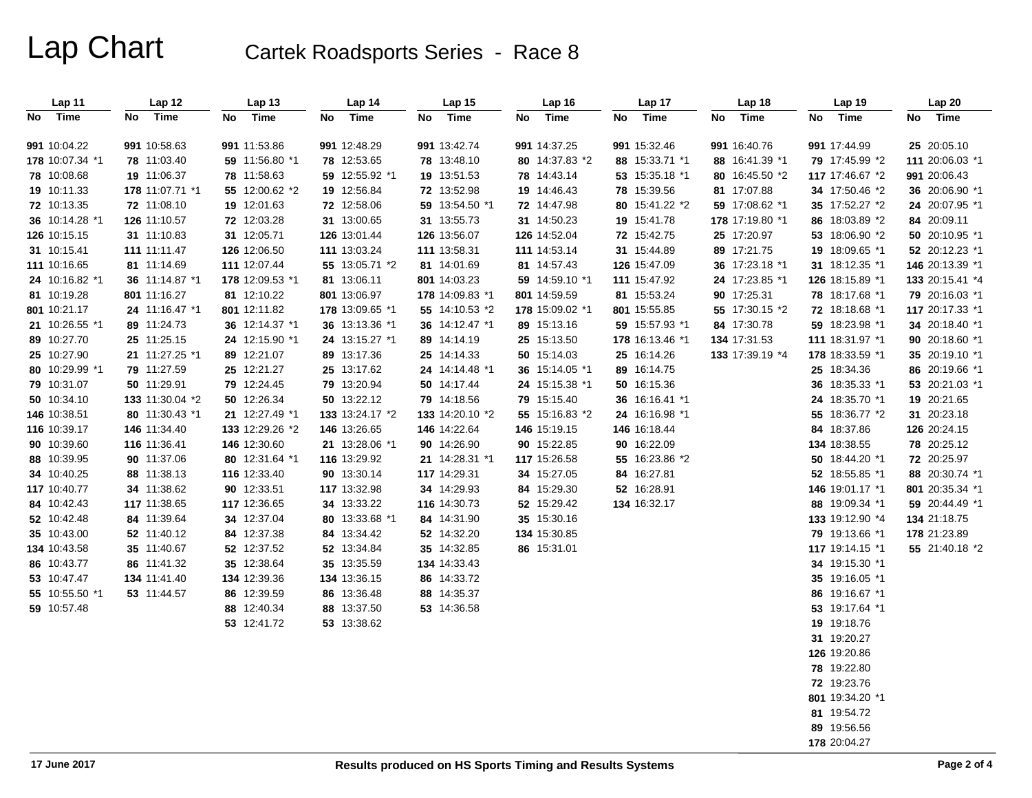# Lap Chart

## Cartek Roadsports Series - Race 8

| Lap 11 No | Lap 11 Time | Lap 12 No | Lap 12 Time | Lap 13 No | Lap 13 Time | Lap 14 No | Lap 14 Time | Lap 15 No | Lap 15 Time | Lap 16 No | Lap 16 Time | Lap 17 No | Lap 17 Time | Lap 18 No | Lap 18 Time | Lap 19 No | Lap 19 Time | Lap 20 No | Lap 20 Time |
|---|---|---|---|---|---|---|---|---|---|---|---|---|---|---|---|---|---|---|---|
| 991 | 10:04.22 | 991 | 10:58.63 | 991 | 11:53.86 | 991 | 12:48.29 | 991 | 13:42.74 | 991 | 14:37.25 | 991 | 15:32.46 | 991 | 16:40.76 | 991 | 17:44.99 | 25 | 20:05.10 |
| 178 | 10:07.34 *1 | 78 | 11:03.40 | 59 | 11:56.80 *1 | 78 | 12:53.65 | 78 | 13:48.10 | 80 | 14:37.83 *2 | 88 | 15:33.71 *1 | 88 | 16:41.39 *1 | 79 | 17:45.99 *2 | 111 | 20:06.03 *1 |
| 78 | 10:08.68 | 19 | 11:06.37 | 78 | 11:58.63 | 59 | 12:55.92 *1 | 19 | 13:51.53 | 78 | 14:43.14 | 53 | 15:35.18 *1 | 80 | 16:45.50 *2 | 117 | 17:46.67 *2 | 991 | 20:06.43 |
| 19 | 10:11.33 | 178 | 11:07.71 *1 | 55 | 12:00.62 *2 | 19 | 12:56.84 | 72 | 13:52.98 | 19 | 14:46.43 | 78 | 15:39.56 | 81 | 17:07.88 | 34 | 17:50.46 *2 | 36 | 20:06.90 *1 |
| 72 | 10:13.35 | 72 | 11:08.10 | 19 | 12:01.63 | 72 | 12:58.06 | 59 | 13:54.50 *1 | 72 | 14:47.98 | 80 | 15:41.22 *2 | 59 | 17:08.62 *1 | 35 | 17:52.27 *2 | 24 | 20:07.95 *1 |
| 36 | 10:14.28 *1 | 126 | 11:10.57 | 72 | 12:03.28 | 31 | 13:00.65 | 31 | 13:55.73 | 31 | 14:50.23 | 19 | 15:41.78 | 178 | 17:19.80 *1 | 86 | 18:03.89 *2 | 84 | 20:09.11 |
| 126 | 10:15.15 | 31 | 11:10.83 | 31 | 12:05.71 | 126 | 13:01.44 | 126 | 13:56.07 | 126 | 14:52.04 | 72 | 15:42.75 | 25 | 17:20.97 | 53 | 18:06.90 *2 | 52 | 20:12.23 *1 |
| 31 | 10:15.41 | 111 | 11:11.47 | 126 | 12:06.50 | 111 | 13:03.24 | 111 | 13:58.31 | 111 | 14:53.14 | 31 | 15:44.89 | 89 | 17:21.75 | 19 | 18:09.65 *1 | 146 | 20:13.39 *1 |
| 111 | 10:16.65 | 81 | 11:14.69 | 111 | 12:07.44 | 55 | 13:05.71 *2 | 81 | 14:01.69 | 81 | 14:57.43 | 126 | 15:47.09 | 36 | 17:23.18 *1 | 31 | 18:12.35 *1 | 133 | 20:15.41 *4 |
| 24 | 10:16.82 *1 | 36 | 11:14.87 *1 | 178 | 12:09.53 *1 | 81 | 13:06.11 | 801 | 14:03.23 | 59 | 14:59.10 *1 | 111 | 15:47.92 | 24 | 17:23.85 *1 | 126 | 18:15.89 *1 | 117 | 20:17.33 *1 |
| 81 | 10:19.28 | 801 | 11:16.27 | 81 | 12:10.22 | 801 | 13:06.97 | 178 | 14:09.83 *1 | 801 | 14:59.59 | 81 | 15:53.24 | 90 | 17:25.31 | 78 | 18:17.68 *1 | 79 | 20:16.03 *1 |
| 801 | 10:21.17 | 24 | 11:16.47 *1 | 801 | 12:11.82 | 178 | 13:09.65 *1 | 55 | 14:10.53 *2 | 178 | 15:09.02 *1 | 801 | 15:55.85 | 55 | 17:30.15 *2 | 72 | 18:18.68 *1 | 34 | 20:18.40 *1 |
| 21 | 10:26.55 *1 | 89 | 11:24.73 | 36 | 12:14.37 *1 | 36 | 13:13.36 *1 | 36 | 14:12.47 *1 | 89 | 15:13.16 | 59 | 15:57.93 *1 | 84 | 17:30.78 | 59 | 18:23.98 *1 | 90 | 20:18.60 *1 |
| 89 | 10:27.70 | 25 | 11:25.15 | 24 | 12:15.90 *1 | 24 | 13:15.27 *1 | 89 | 14:14.19 | 25 | 15:13.50 | 178 | 16:13.46 *1 | 134 | 17:31.53 | 111 | 18:31.97 *1 | 35 | 20:19.10 *1 |
| 25 | 10:27.90 | 21 | 11:27.25 *1 | 89 | 12:21.07 | 89 | 13:17.36 | 25 | 14:14.33 | 50 | 15:14.03 | 25 | 16:14.26 | 133 | 17:39.19 *4 | 178 | 18:33.59 *1 | 86 | 20:19.66 *1 |
| 80 | 10:29.99 *1 | 79 | 11:27.59 | 25 | 12:21.27 | 25 | 13:17.62 | 24 | 14:14.48 *1 | 36 | 15:14.05 *1 | 89 | 16:14.75 | | | 25 | 18:34.36 | 50 | 20:10.95 *1 |
| 79 | 10:31.07 | 50 | 11:29.91 | 79 | 12:24.45 | 79 | 13:20.94 | 50 | 14:17.44 | 24 | 15:15.38 *1 | 50 | 16:15.36 | | | 36 | 18:35.33 *1 | 53 | 20:21.03 *1 |
| 50 | 10:34.10 | 133 | 11:30.04 *2 | 50 | 12:26.34 | 50 | 13:22.12 | 79 | 14:18.56 | 79 | 15:15.40 | 36 | 16:16.41 *1 | | | 24 | 18:35.70 *1 | 19 | 20:21.65 |
| 146 | 10:38.51 | 80 | 11:30.43 *1 | 21 | 12:27.49 *1 | 133 | 13:24.17 *2 | 133 | 14:20.10 *2 | 55 | 15:16.83 *2 | 24 | 16:16.98 *1 | | | 55 | 18:36.77 *2 | 31 | 20:23.18 |
| 116 | 10:39.17 | 146 | 11:34.40 | 133 | 12:29.26 *2 | 146 | 13:26.65 | 146 | 14:22.64 | 146 | 15:19.15 | 146 | 16:18.44 | | | 84 | 18:37.86 | 126 | 20:24.15 |
| 90 | 10:39.60 | 116 | 11:36.41 | 146 | 12:30.60 | 21 | 13:28.06 *1 | 90 | 14:26.90 | 90 | 15:22.85 | 90 | 16:22.09 | | | 134 | 18:38.55 | 78 | 20:25.12 |
| 88 | 10:39.95 | 90 | 11:37.06 | 80 | 12:31.64 *1 | 116 | 13:29.92 | 21 | 14:28.31 *1 | 117 | 15:26.58 | 55 | 16:23.86 *2 | | | 50 | 18:44.20 *1 | 72 | 20:25.97 |
| 34 | 10:40.25 | 88 | 11:38.13 | 116 | 12:33.40 | 90 | 13:30.14 | 117 | 14:29.31 | 34 | 15:27.05 | 84 | 16:27.81 | | | 52 | 18:55.85 *1 | 88 | 20:30.74 *1 |
| 117 | 10:40.77 | 34 | 11:38.62 | 90 | 12:33.51 | 117 | 13:32.98 | 34 | 14:29.93 | 84 | 15:29.30 | 52 | 16:28.91 | | | 146 | 19:01.17 *1 | 801 | 20:35.34 *1 |
| 84 | 10:42.43 | 117 | 11:38.65 | 117 | 12:36.65 | 34 | 13:33.22 | 116 | 14:30.73 | 52 | 15:29.42 | 134 | 16:32.17 | | | 88 | 19:09.34 *1 | 59 | 20:44.49 *1 |
| 52 | 10:42.48 | 84 | 11:39.64 | 34 | 12:37.04 | 80 | 13:33.68 *1 | 84 | 14:31.90 | 35 | 15:30.16 | | | | | 133 | 19:12.90 *4 | 134 | 21:18.75 |
| 35 | 10:43.00 | 52 | 11:40.12 | 84 | 12:37.38 | 84 | 13:34.42 | 52 | 14:32.20 | 134 | 15:30.85 | | | | | 79 | 19:13.66 *1 | 178 | 21:23.89 |
| 134 | 10:43.58 | 35 | 11:40.67 | 52 | 12:37.52 | 52 | 13:34.84 | 35 | 14:32.85 | 86 | 15:31.01 | | | | | 117 | 19:14.15 *1 | 55 | 21:40.18 *2 |
| 86 | 10:43.77 | 86 | 11:41.32 | 35 | 12:38.64 | 35 | 13:35.59 | 134 | 14:33.43 | | | | | | | 34 | 19:15.30 *1 | | |
| 53 | 10:47.47 | 134 | 11:41.40 | 134 | 12:39.36 | 134 | 13:36.15 | 86 | 14:33.72 | | | | | | | 35 | 19:16.05 *1 | | |
| 55 | 10:55.50 *1 | 53 | 11:44.57 | 86 | 12:39.59 | 86 | 13:36.48 | 88 | 14:35.37 | | | | | | | 86 | 19:16.67 *1 | | |
| 59 | 10:57.48 | | | 88 | 12:40.34 | 88 | 13:37.50 | 53 | 14:36.58 | | | | | | | 53 | 19:17.64 *1 | | |
| | | | | 53 | 12:41.72 | 53 | 13:38.62 | | | | | | | | | 19 | 19:18.76 | | |
| | | | | | | | | | | | | | | | | 31 | 19:20.27 | | |
| | | | | | | | | | | | | | | | | 126 | 19:20.86 | | |
| | | | | | | | | | | | | | | | | 78 | 19:22.80 | | |
| | | | | | | | | | | | | | | | | 72 | 19:23.76 | | |
| | | | | | | | | | | | | | | | | 801 | 19:34.20 *1 | | |
| | | | | | | | | | | | | | | | | 81 | 19:54.72 | | |
| | | | | | | | | | | | | | | | | 89 | 19:56.56 | | |
| | | | | | | | | | | | | | | | | 178 | 20:04.27 | | |

17 June 2017

Results produced on HS Sports Timing and Results Systems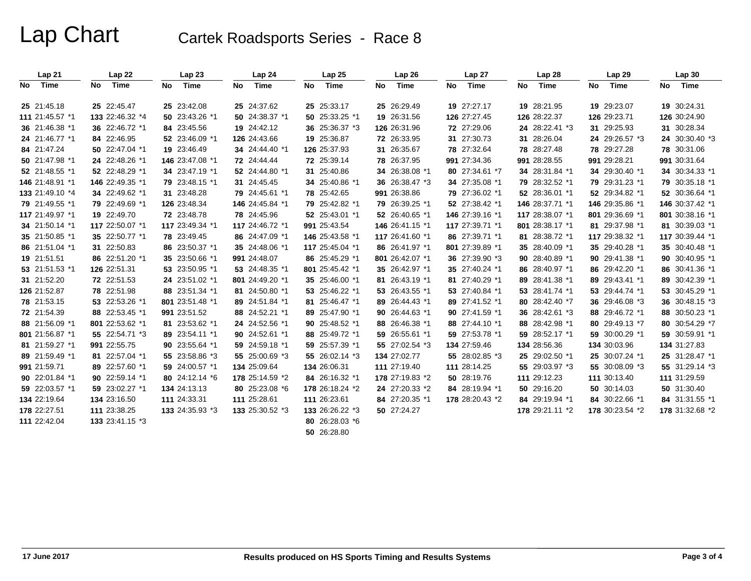# Lap Chart

## Cartek Roadsports Series - Race 8

| Lap 21 | | Lap 22 | | Lap 23 | | Lap 24 | | Lap 25 | | Lap 26 | | Lap 27 | | Lap 28 | | Lap 29 | | Lap 30 | |
|---|---|---|---|---|---|---|---|---|---|---|---|---|---|---|---|---|---|---|---|
| No | Time | No | Time | No | Time | No | Time | No | Time | No | Time | No | Time | No | Time | No | Time | No | Time |
| 25 | 21:45.18 | 25 | 22:45.47 | 25 | 23:42.08 | 25 | 24:37.62 | 25 | 25:33.17 | 25 | 26:29.49 | 19 | 27:27.17 | 19 | 28:21.95 | 19 | 29:23.07 | 19 | 30:24.31 |
| 111 | 21:45.57 *1 | 133 | 22:46.32 *4 | 50 | 23:43.26 *1 | 50 | 24:38.37 *1 | 50 | 25:33.25 *1 | 19 | 26:31.56 | 126 | 27:27.45 | 126 | 28:22.37 | 126 | 29:23.71 | 126 | 30:24.90 |
| 36 | 21:46.38 *1 | 36 | 22:46.72 *1 | 84 | 23:45.56 | 19 | 24:42.12 | 36 | 25:36.37 *3 | 126 | 26:31.96 | 72 | 27:29.06 | 24 | 28:22.41 *3 | 31 | 29:25.93 | 31 | 30:28.34 |
| 24 | 21:46.77 *1 | 84 | 22:46.95 | 52 | 23:46.09 *1 | 126 | 24:43.66 | 19 | 25:36.87 | 72 | 26:33.95 | 31 | 27:30.73 | 31 | 28:26.04 | 24 | 29:26.57 *3 | 24 | 30:30.40 *3 |
| 84 | 21:47.24 | 50 | 22:47.04 *1 | 19 | 23:46.49 | 34 | 24:44.40 *1 | 126 | 25:37.93 | 31 | 26:35.67 | 78 | 27:32.64 | 78 | 28:27.48 | 78 | 29:27.28 | 78 | 30:31.06 |
| 50 | 21:47.98 *1 | 24 | 22:48.26 *1 | 146 | 23:47.08 *1 | 72 | 24:44.44 | 72 | 25:39.14 | 78 | 26:37.95 | 991 | 27:34.36 | 991 | 28:28.55 | 991 | 29:28.21 | 991 | 30:31.64 |
| 52 | 21:48.55 *1 | 52 | 22:48.29 *1 | 34 | 23:47.19 *1 | 52 | 24:44.80 *1 | 31 | 25:40.86 | 34 | 26:38.08 *1 | 80 | 27:34.61 *7 | 34 | 28:31.84 *1 | 34 | 29:30.40 *1 | 34 | 30:34.33 *1 |
| 146 | 21:48.91 *1 | 146 | 22:49.35 *1 | 79 | 23:48.15 *1 | 31 | 24:45.45 | 34 | 25:40.86 *1 | 36 | 26:38.47 *3 | 34 | 27:35.08 *1 | 79 | 28:32.52 *1 | 79 | 29:31.23 *1 | 79 | 30:35.18 *1 |
| 133 | 21:49.10 *4 | 34 | 22:49.62 *1 | 31 | 23:48.28 | 79 | 24:45.61 *1 | 78 | 25:42.65 | 991 | 26:38.86 | 79 | 27:36.02 *1 | 52 | 28:36.01 *1 | 52 | 29:34.82 *1 | 52 | 30:36.64 *1 |
| 79 | 21:49.55 *1 | 79 | 22:49.69 *1 | 126 | 23:48.34 | 146 | 24:45.84 *1 | 79 | 25:42.82 *1 | 79 | 26:39.25 *1 | 52 | 27:38.42 *1 | 146 | 28:37.71 *1 | 146 | 29:35.86 *1 | 146 | 30:37.42 *1 |
| 117 | 21:49.97 *1 | 19 | 22:49.70 | 72 | 23:48.78 | 78 | 24:45.96 | 52 | 25:43.01 *1 | 52 | 26:40.65 *1 | 146 | 27:39.16 *1 | 117 | 28:38.07 *1 | 801 | 29:36.69 *1 | 801 | 30:38.16 *1 |
| 34 | 21:50.14 *1 | 117 | 22:50.07 *1 | 117 | 23:49.34 *1 | 117 | 24:46.72 *1 | 991 | 25:43.54 | 146 | 26:41.15 *1 | 117 | 27:39.71 *1 | 801 | 28:38.17 *1 | 81 | 29:37.98 *1 | 81 | 30:39.03 *1 |
| 35 | 21:50.85 *1 | 35 | 22:50.77 *1 | 78 | 23:49.45 | 86 | 24:47.09 *1 | 146 | 25:43.58 *1 | 117 | 26:41.60 *1 | 86 | 27:39.71 *1 | 81 | 28:38.72 *1 | 117 | 29:38.32 *1 | 117 | 30:39.44 *1 |
| 86 | 21:51.04 *1 | 31 | 22:50.83 | 86 | 23:50.37 *1 | 35 | 24:48.06 *1 | 117 | 25:45.04 *1 | 86 | 26:41.97 *1 | 801 | 27:39.89 *1 | 35 | 28:40.09 *1 | 35 | 29:40.28 *1 | 35 | 30:40.48 *1 |
| 19 | 21:51.51 | 86 | 22:51.20 *1 | 35 | 23:50.66 *1 | 991 | 24:48.07 | 86 | 25:45.29 *1 | 801 | 26:42.07 *1 | 36 | 27:39.90 *3 | 90 | 28:40.89 *1 | 90 | 29:41.38 *1 | 90 | 30:40.95 *1 |
| 53 | 21:51.53 *1 | 126 | 22:51.31 | 53 | 23:50.95 *1 | 53 | 24:48.35 *1 | 801 | 25:45.42 *1 | 35 | 26:42.97 *1 | 35 | 27:40.24 *1 | 86 | 28:40.97 *1 | 86 | 29:42.20 *1 | 86 | 30:41.36 *1 |
| 31 | 21:52.20 | 72 | 22:51.53 | 24 | 23:51.02 *1 | 801 | 24:49.20 *1 | 35 | 25:46.00 *1 | 81 | 26:43.19 *1 | 81 | 27:40.29 *1 | 89 | 28:41.38 *1 | 89 | 29:43.41 *1 | 89 | 30:42.39 *1 |
| 126 | 21:52.87 | 78 | 22:51.98 | 88 | 23:51.34 *1 | 81 | 24:50.80 *1 | 53 | 25:46.22 *1 | 53 | 26:43.55 *1 | 53 | 27:40.84 *1 | 53 | 28:41.74 *1 | 53 | 29:44.74 *1 | 53 | 30:45.29 *1 |
| 78 | 21:53.15 | 53 | 22:53.26 *1 | 801 | 23:51.48 *1 | 89 | 24:51.84 *1 | 81 | 25:46.47 *1 | 89 | 26:44.43 *1 | 89 | 27:41.52 *1 | 80 | 28:42.40 *7 | 36 | 29:46.08 *3 | 36 | 30:48.15 *3 |
| 72 | 21:54.39 | 88 | 22:53.45 *1 | 991 | 23:51.52 | 88 | 24:52.21 *1 | 89 | 25:47.90 *1 | 90 | 26:44.63 *1 | 90 | 27:41.59 *1 | 36 | 28:42.61 *3 | 88 | 29:46.72 *1 | 88 | 30:50.23 *1 |
| 88 | 21:56.09 *1 | 801 | 22:53.62 *1 | 81 | 23:53.62 *1 | 24 | 24:52.56 *1 | 90 | 25:48.52 *1 | 88 | 26:46.38 *1 | 88 | 27:44.10 *1 | 88 | 28:42.98 *1 | 80 | 29:49.13 *7 | 80 | 30:54.29 *7 |
| 801 | 21:56.87 *1 | 55 | 22:54.71 *3 | 89 | 23:54.11 *1 | 90 | 24:52.61 *1 | 88 | 25:49.72 *1 | 59 | 26:55.61 *1 | 59 | 27:53.78 *1 | 59 | 28:52.17 *1 | 59 | 30:00.29 *1 | 59 | 30:59.91 *1 |
| 81 | 21:59.27 *1 | 991 | 22:55.75 | 90 | 23:55.64 *1 | 59 | 24:59.18 *1 | 59 | 25:57.39 *1 | 55 | 27:02.54 *3 | 134 | 27:59.46 | 134 | 28:56.36 | 134 | 30:03.96 | 134 | 31:27.83 |
| 89 | 21:59.49 *1 | 81 | 22:57.04 *1 | 55 | 23:58.86 *3 | 55 | 25:00.69 *3 | 55 | 26:02.14 *3 | 134 | 27:02.77 | 55 | 28:02.85 *3 | 25 | 29:02.50 *1 | 25 | 30:07.24 *1 | 25 | 31:28.47 *1 |
| 991 | 21:59.71 | 89 | 22:57.60 *1 | 59 | 24:00.57 *1 | 134 | 25:09.64 | 134 | 26:06.31 | 111 | 27:19.40 | 111 | 28:14.25 | 55 | 29:03.97 *3 | 55 | 30:08.09 *3 | 55 | 31:29.14 *3 |
| 90 | 22:01.84 *1 | 90 | 22:59.14 *1 | 80 | 24:12.14 *6 | 178 | 25:14.59 *2 | 84 | 26:16.32 *1 | 178 | 27:19.83 *2 | 50 | 28:19.76 | 111 | 29:12.23 | 111 | 30:13.40 | 111 | 31:29.59 |
| 59 | 22:03.57 *1 | 59 | 23:02.27 *1 | 134 | 24:13.13 | 80 | 25:23.08 *6 | 178 | 26:18.24 *2 | 24 | 27:20.33 *2 | 84 | 28:19.94 *1 | 50 | 29:16.20 | 50 | 30:14.03 | 50 | 31:30.40 |
| 134 | 22:19.64 | 134 | 23:16.50 | 111 | 24:33.31 | 111 | 25:28.61 | 111 | 26:23.61 | 84 | 27:20.35 *1 | 178 | 28:20.43 *2 | 84 | 29:19.94 *1 | 84 | 30:22.66 *1 | 84 | 31:31.55 *1 |
| 178 | 22:27.51 | 111 | 23:38.25 | 133 | 24:35.93 *3 | 133 | 25:30.52 *3 | 133 | 26:26.22 *3 | 50 | 27:24.27 | | | 178 | 29:21.11 *2 | 178 | 30:23.54 *2 | 178 | 31:32.68 *2 |
| 111 | 22:42.04 | 133 | 23:41.15 *3 | | | | | 80 | 26:28.03 *6 | | | | | | | | | | |
| | | | | | | | | 50 | 26:28.80 | | | | | | | | | | |

17 June 2017

Results produced on HS Sports Timing and Results Systems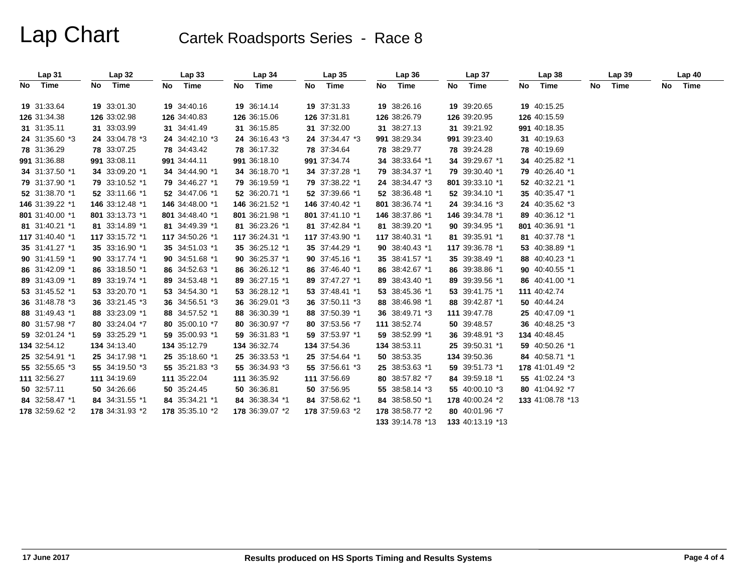# Lap Chart

## Cartek Roadsports Series - Race 8

| Lap 31 | | Lap 32 | | Lap 33 | | Lap 34 | | Lap 35 | | Lap 36 | | Lap 37 | | Lap 38 | | Lap 39 | | Lap 40 | |
|---|---|---|---|---|---|---|---|---|---|---|---|---|---|---|---|---|---|---|---|
| No | Time | No | Time | No | Time | No | Time | No | Time | No | Time | No | Time | No | Time | No | Time | No | Time |
| 19 | 31:33.64 | 19 | 33:01.30 | 19 | 34:40.16 | 19 | 36:14.14 | 19 | 37:31.33 | 19 | 38:26.16 | 19 | 39:20.65 | 19 | 40:15.25 | | | | |
| 126 | 31:34.38 | 126 | 33:02.98 | 126 | 34:40.83 | 126 | 36:15.06 | 126 | 37:31.81 | 126 | 38:26.79 | 126 | 39:20.95 | 126 | 40:15.59 | | | | |
| 31 | 31:35.11 | 31 | 33:03.99 | 31 | 34:41.49 | 31 | 36:15.85 | 31 | 37:32.00 | 31 | 38:27.13 | 31 | 39:21.92 | 991 | 40:18.35 | | | | |
| 24 | 31:35.60 *3 | 24 | 33:04.78 *3 | 24 | 34:42.10 *3 | 24 | 36:16.43 *3 | 24 | 37:34.47 *3 | 991 | 38:29.34 | 991 | 39:23.40 | 31 | 40:19.63 | | | | |
| 78 | 31:36.29 | 78 | 33:07.25 | 78 | 34:43.42 | 78 | 36:17.32 | 78 | 37:34.64 | 78 | 38:29.77 | 78 | 39:24.28 | 78 | 40:19.69 | | | | |
| 991 | 31:36.88 | 991 | 33:08.11 | 991 | 34:44.11 | 991 | 36:18.10 | 991 | 37:34.74 | 34 | 38:33.64 *1 | 34 | 39:29.67 *1 | 34 | 40:25.82 *1 | | | | |
| 34 | 31:37.50 *1 | 34 | 33:09.20 *1 | 34 | 34:44.90 *1 | 34 | 36:18.70 *1 | 34 | 37:37.28 *1 | 79 | 38:34.37 *1 | 79 | 39:30.40 *1 | 79 | 40:26.40 *1 | | | | |
| 79 | 31:37.90 *1 | 79 | 33:10.52 *1 | 79 | 34:46.27 *1 | 79 | 36:19.59 *1 | 79 | 37:38.22 *1 | 24 | 38:34.47 *3 | 801 | 39:33.10 *1 | 52 | 40:32.21 *1 | | | | |
| 52 | 31:38.70 *1 | 52 | 33:11.66 *1 | 52 | 34:47.06 *1 | 52 | 36:20.71 *1 | 52 | 37:39.66 *1 | 52 | 38:36.48 *1 | 52 | 39:34.10 *1 | 35 | 40:35.47 *1 | | | | |
| 146 | 31:39.22 *1 | 146 | 33:12.48 *1 | 146 | 34:48.00 *1 | 146 | 36:21.52 *1 | 146 | 37:40.42 *1 | 801 | 38:36.74 *1 | 24 | 39:34.16 *3 | 24 | 40:35.62 *3 | | | | |
| 801 | 31:40.00 *1 | 801 | 33:13.73 *1 | 801 | 34:48.40 *1 | 801 | 36:21.98 *1 | 801 | 37:41.10 *1 | 146 | 38:37.86 *1 | 146 | 39:34.78 *1 | 89 | 40:36.12 *1 | | | | |
| 81 | 31:40.21 *1 | 81 | 33:14.89 *1 | 81 | 34:49.39 *1 | 81 | 36:23.26 *1 | 81 | 37:42.84 *1 | 81 | 38:39.20 *1 | 90 | 39:34.95 *1 | 801 | 40:36.91 *1 | | | | |
| 117 | 31:40.40 *1 | 117 | 33:15.72 *1 | 117 | 34:50.26 *1 | 117 | 36:24.31 *1 | 117 | 37:43.90 *1 | 117 | 38:40.31 *1 | 81 | 39:35.91 *1 | 81 | 40:37.78 *1 | | | | |
| 35 | 31:41.27 *1 | 35 | 33:16.90 *1 | 35 | 34:51.03 *1 | 35 | 36:25.12 *1 | 35 | 37:44.29 *1 | 90 | 38:40.43 *1 | 117 | 39:36.78 *1 | 53 | 40:38.89 *1 | | | | |
| 90 | 31:41.59 *1 | 90 | 33:17.74 *1 | 90 | 34:51.68 *1 | 90 | 36:25.37 *1 | 90 | 37:45.16 *1 | 35 | 38:41.57 *1 | 35 | 39:38.49 *1 | 88 | 40:40.23 *1 | | | | |
| 86 | 31:42.09 *1 | 86 | 33:18.50 *1 | 86 | 34:52.63 *1 | 86 | 36:26.12 *1 | 86 | 37:46.40 *1 | 86 | 38:42.67 *1 | 86 | 39:38.86 *1 | 90 | 40:40.55 *1 | | | | |
| 89 | 31:43.09 *1 | 89 | 33:19.74 *1 | 89 | 34:53.48 *1 | 89 | 36:27.15 *1 | 89 | 37:47.27 *1 | 89 | 38:43.40 *1 | 89 | 39:39.56 *1 | 86 | 40:41.00 *1 | | | | |
| 53 | 31:45.52 *1 | 53 | 33:20.70 *1 | 53 | 34:54.30 *1 | 53 | 36:28.12 *1 | 53 | 37:48.41 *1 | 53 | 38:45.36 *1 | 53 | 39:41.75 *1 | 111 | 40:42.74 | | | | |
| 36 | 31:48.78 *3 | 36 | 33:21.45 *3 | 36 | 34:56.51 *3 | 36 | 36:29.01 *3 | 36 | 37:50.11 *3 | 88 | 38:46.98 *1 | 88 | 39:42.87 *1 | 50 | 40:44.24 | | | | |
| 88 | 31:49.43 *1 | 88 | 33:23.09 *1 | 88 | 34:57.52 *1 | 88 | 36:30.39 *1 | 88 | 37:50.39 *1 | 36 | 38:49.71 *3 | 111 | 39:47.78 | 25 | 40:47.09 *1 | | | | |
| 80 | 31:57.98 *7 | 80 | 33:24.04 *7 | 80 | 35:00.10 *7 | 80 | 36:30.97 *7 | 80 | 37:53.56 *7 | 111 | 38:52.74 | 50 | 39:48.57 | 36 | 40:48.25 *3 | | | | |
| 59 | 32:01.24 *1 | 59 | 33:25.29 *1 | 59 | 35:00.93 *1 | 59 | 36:31.83 *1 | 59 | 37:53.97 *1 | 59 | 38:52.99 *1 | 36 | 39:48.91 *3 | 134 | 40:48.45 | | | | |
| 134 | 32:54.12 | 134 | 34:13.40 | 134 | 35:12.79 | 134 | 36:32.74 | 134 | 37:54.36 | 134 | 38:53.11 | 25 | 39:50.31 *1 | 59 | 40:50.26 *1 | | | | |
| 25 | 32:54.91 *1 | 25 | 34:17.98 *1 | 25 | 35:18.60 *1 | 25 | 36:33.53 *1 | 25 | 37:54.64 *1 | 50 | 38:53.35 | 134 | 39:50.36 | 84 | 40:58.71 *1 | | | | |
| 55 | 32:55.65 *3 | 55 | 34:19.50 *3 | 55 | 35:21.83 *3 | 55 | 36:34.93 *3 | 55 | 37:56.61 *3 | 25 | 38:53.63 *1 | 59 | 39:51.73 *1 | 178 | 41:01.49 *2 | | | | |
| 111 | 32:56.27 | 111 | 34:19.69 | 111 | 35:22.04 | 111 | 36:35.92 | 111 | 37:56.69 | 80 | 38:57.82 *7 | 84 | 39:59.18 *1 | 55 | 41:02.24 *3 | | | | |
| 50 | 32:57.11 | 50 | 34:26.66 | 50 | 35:24.45 | 50 | 36:36.81 | 50 | 37:56.95 | 55 | 38:58.14 *3 | 55 | 40:00.10 *3 | 80 | 41:04.92 *7 | | | | |
| 84 | 32:58.47 *1 | 84 | 34:31.55 *1 | 84 | 35:34.21 *1 | 84 | 36:38.34 *1 | 84 | 37:58.62 *1 | 84 | 38:58.50 *1 | 178 | 40:00.24 *2 | 133 | 41:08.78 *13 | | | | |
| 178 | 32:59.62 *2 | 178 | 34:31.93 *2 | 178 | 35:35.10 *2 | 178 | 36:39.07 *2 | 178 | 37:59.63 *2 | 178 | 38:58.77 *2 | 80 | 40:01.96 *7 | | | | | | |
| | | | | | | | | | | 133 | 39:14.78 *13 | 133 | 40:13.19 *13 | | | | | | |

17 June 2017

Results produced on HS Sports Timing and Results Systems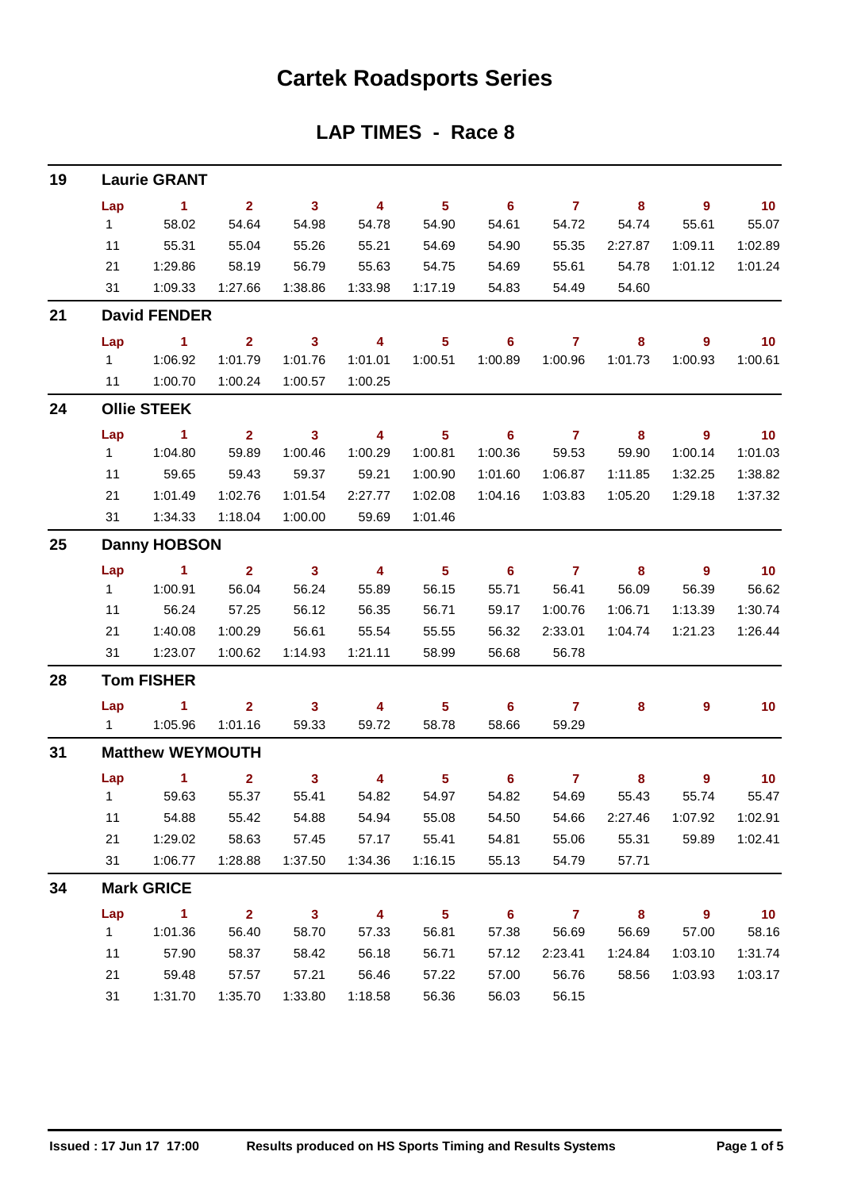# Cartek Roadsports Series

## LAP TIMES - Race 8

### 19 Laurie GRANT

| Lap | 1 | 2 | 3 | 4 | 5 | 6 | 7 | 8 | 9 | 10 |
|---|---|---|---|---|---|---|---|---|---|---|
| 1 | 58.02 | 54.64 | 54.98 | 54.78 | 54.90 | 54.61 | 54.72 | 54.74 | 55.61 | 55.07 |
| 11 | 55.31 | 55.04 | 55.26 | 55.21 | 54.69 | 54.90 | 55.35 | 2:27.87 | 1:09.11 | 1:02.89 |
| 21 | 1:29.86 | 58.19 | 56.79 | 55.63 | 54.75 | 54.69 | 55.61 | 54.78 | 1:01.12 | 1:01.24 |
| 31 | 1:09.33 | 1:27.66 | 1:38.86 | 1:33.98 | 1:17.19 | 54.83 | 54.49 | 54.60 | | |

### 21 David FENDER

| Lap | 1 | 2 | 3 | 4 | 5 | 6 | 7 | 8 | 9 | 10 |
|---|---|---|---|---|---|---|---|---|---|---|
| 1 | 1:06.92 | 1:01.79 | 1:01.76 | 1:01.01 | 1:00.51 | 1:00.89 | 1:00.96 | 1:01.73 | 1:00.93 | 1:00.61 |
| 11 | 1:00.70 | 1:00.24 | 1:00.57 | 1:00.25 | | | | | | |

### 24 Ollie STEEK

| Lap | 1 | 2 | 3 | 4 | 5 | 6 | 7 | 8 | 9 | 10 |
|---|---|---|---|---|---|---|---|---|---|---|
| 1 | 1:04.80 | 59.89 | 1:00.46 | 1:00.29 | 1:00.81 | 1:00.36 | 59.53 | 59.90 | 1:00.14 | 1:01.03 |
| 11 | 59.65 | 59.43 | 59.37 | 59.21 | 1:00.90 | 1:01.60 | 1:06.87 | 1:11.85 | 1:32.25 | 1:38.82 |
| 21 | 1:01.49 | 1:02.76 | 1:01.54 | 2:27.77 | 1:02.08 | 1:04.16 | 1:03.83 | 1:05.20 | 1:29.18 | 1:37.32 |
| 31 | 1:34.33 | 1:18.04 | 1:00.00 | 59.69 | 1:01.46 | | | | | |

### 25 Danny HOBSON

| Lap | 1 | 2 | 3 | 4 | 5 | 6 | 7 | 8 | 9 | 10 |
|---|---|---|---|---|---|---|---|---|---|---|
| 1 | 1:00.91 | 56.04 | 56.24 | 55.89 | 56.15 | 55.71 | 56.41 | 56.09 | 56.39 | 56.62 |
| 11 | 56.24 | 57.25 | 56.12 | 56.35 | 56.71 | 59.17 | 1:00.76 | 1:06.71 | 1:13.39 | 1:30.74 |
| 21 | 1:40.08 | 1:00.29 | 56.61 | 55.54 | 55.55 | 56.32 | 2:33.01 | 1:04.74 | 1:21.23 | 1:26.44 |
| 31 | 1:23.07 | 1:00.62 | 1:14.93 | 1:21.11 | 58.99 | 56.68 | 56.78 | | | |

### 28 Tom FISHER

| Lap | 1 | 2 | 3 | 4 | 5 | 6 | 7 | 8 | 9 | 10 |
|---|---|---|---|---|---|---|---|---|---|---|
| 1 | 1:05.96 | 1:01.16 | 59.33 | 59.72 | 58.78 | 58.66 | 59.29 | | | |

### 31 Matthew WEYMOUTH

| Lap | 1 | 2 | 3 | 4 | 5 | 6 | 7 | 8 | 9 | 10 |
|---|---|---|---|---|---|---|---|---|---|---|
| 1 | 59.63 | 55.37 | 55.41 | 54.82 | 54.97 | 54.82 | 54.69 | 55.43 | 55.74 | 55.47 |
| 11 | 54.88 | 55.42 | 54.88 | 54.94 | 55.08 | 54.50 | 54.66 | 2:27.46 | 1:07.92 | 1:02.91 |
| 21 | 1:29.02 | 58.63 | 57.45 | 57.17 | 55.41 | 54.81 | 55.06 | 55.31 | 59.89 | 1:02.41 |
| 31 | 1:06.77 | 1:28.88 | 1:37.50 | 1:34.36 | 1:16.15 | 55.13 | 54.79 | 57.71 | | |

### 34 Mark GRICE

| Lap | 1 | 2 | 3 | 4 | 5 | 6 | 7 | 8 | 9 | 10 |
|---|---|---|---|---|---|---|---|---|---|---|
| 1 | 1:01.36 | 56.40 | 58.70 | 57.33 | 56.81 | 57.38 | 56.69 | 56.69 | 57.00 | 58.16 |
| 11 | 57.90 | 58.37 | 58.42 | 56.18 | 56.71 | 57.12 | 2:23.41 | 1:24.84 | 1:03.10 | 1:31.74 |
| 21 | 59.48 | 57.57 | 57.21 | 56.46 | 57.22 | 57.00 | 56.76 | 58.56 | 1:03.93 | 1:03.17 |
| 31 | 1:31.70 | 1:35.70 | 1:33.80 | 1:18.58 | 56.36 | 56.03 | 56.15 | | | |

Issued : 17 Jun 17 17:00 Results produced on HS Sports Timing and Results Systems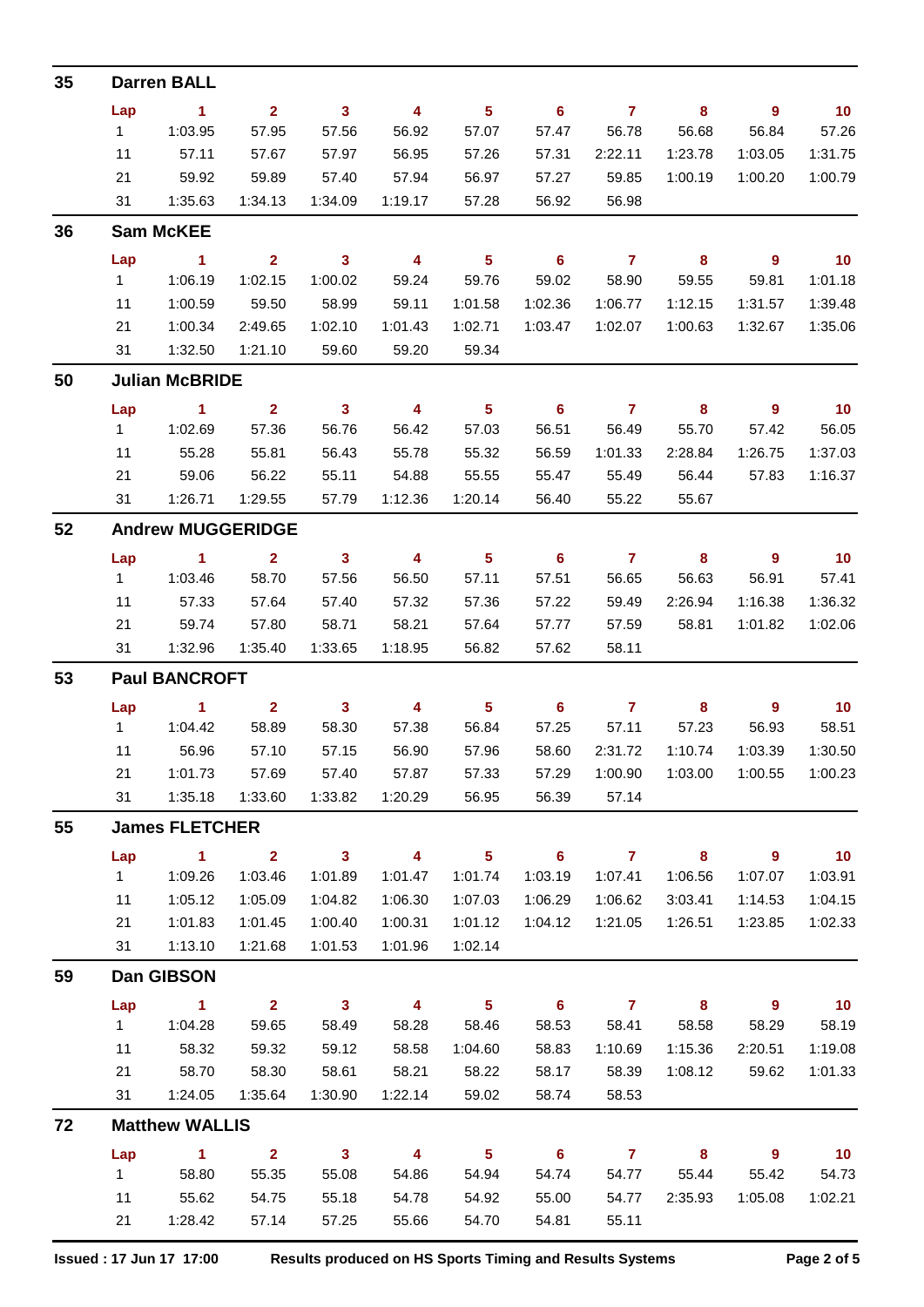## 35 Darren BALL

| Lap | 1 | 2 | 3 | 4 | 5 | 6 | 7 | 8 | 9 | 10 |
|---|---|---|---|---|---|---|---|---|---|---|
| 1 | 1:03.95 | 57.95 | 57.56 | 56.92 | 57.07 | 57.47 | 56.78 | 56.68 | 56.84 | 57.26 |
| 11 | 57.11 | 57.67 | 57.97 | 56.95 | 57.26 | 57.31 | 2:22.11 | 1:23.78 | 1:03.05 | 1:31.75 |
| 21 | 59.92 | 59.89 | 57.40 | 57.94 | 56.97 | 57.27 | 59.85 | 1:00.19 | 1:00.20 | 1:00.79 |
| 31 | 1:35.63 | 1:34.13 | 1:34.09 | 1:19.17 | 57.28 | 56.92 | 56.98 | | | |

## 36 Sam McKEE

| Lap | 1 | 2 | 3 | 4 | 5 | 6 | 7 | 8 | 9 | 10 |
|---|---|---|---|---|---|---|---|---|---|---|
| 1 | 1:06.19 | 1:02.15 | 1:00.02 | 59.24 | 59.76 | 59.02 | 58.90 | 59.55 | 59.81 | 1:01.18 |
| 11 | 1:00.59 | 59.50 | 58.99 | 59.11 | 1:01.58 | 1:02.36 | 1:06.77 | 1:12.15 | 1:31.57 | 1:39.48 |
| 21 | 1:00.34 | 2:49.65 | 1:02.10 | 1:01.43 | 1:02.71 | 1:03.47 | 1:02.07 | 1:00.63 | 1:32.67 | 1:35.06 |
| 31 | 1:32.50 | 1:21.10 | 59.60 | 59.20 | 59.34 | | | | | |

## 50 Julian McBRIDE

| Lap | 1 | 2 | 3 | 4 | 5 | 6 | 7 | 8 | 9 | 10 |
|---|---|---|---|---|---|---|---|---|---|---|
| 1 | 1:02.69 | 57.36 | 56.76 | 56.42 | 57.03 | 56.51 | 56.49 | 55.70 | 57.42 | 56.05 |
| 11 | 55.28 | 55.81 | 56.43 | 55.78 | 55.32 | 56.59 | 1:01.33 | 2:28.84 | 1:26.75 | 1:37.03 |
| 21 | 59.06 | 56.22 | 55.11 | 54.88 | 55.55 | 55.47 | 55.49 | 56.44 | 57.83 | 1:16.37 |
| 31 | 1:26.71 | 1:29.55 | 57.79 | 1:12.36 | 1:20.14 | 56.40 | 55.22 | 55.67 | | |

## 52 Andrew MUGGERIDGE

| Lap | 1 | 2 | 3 | 4 | 5 | 6 | 7 | 8 | 9 | 10 |
|---|---|---|---|---|---|---|---|---|---|---|
| 1 | 1:03.46 | 58.70 | 57.56 | 56.50 | 57.11 | 57.51 | 56.65 | 56.63 | 56.91 | 57.41 |
| 11 | 57.33 | 57.64 | 57.40 | 57.32 | 57.36 | 57.22 | 59.49 | 2:26.94 | 1:16.38 | 1:36.32 |
| 21 | 59.74 | 57.80 | 58.71 | 58.21 | 57.64 | 57.77 | 57.59 | 58.81 | 1:01.82 | 1:02.06 |
| 31 | 1:32.96 | 1:35.40 | 1:33.65 | 1:18.95 | 56.82 | 57.62 | 58.11 | | | |

## 53 Paul BANCROFT

| Lap | 1 | 2 | 3 | 4 | 5 | 6 | 7 | 8 | 9 | 10 |
|---|---|---|---|---|---|---|---|---|---|---|
| 1 | 1:04.42 | 58.89 | 58.30 | 57.38 | 56.84 | 57.25 | 57.11 | 57.23 | 56.93 | 58.51 |
| 11 | 56.96 | 57.10 | 57.15 | 56.90 | 57.96 | 58.60 | 2:31.72 | 1:10.74 | 1:03.39 | 1:30.50 |
| 21 | 1:01.73 | 57.69 | 57.40 | 57.87 | 57.33 | 57.29 | 1:00.90 | 1:03.00 | 1:00.55 | 1:00.23 |
| 31 | 1:35.18 | 1:33.60 | 1:33.82 | 1:20.29 | 56.95 | 56.39 | 57.14 | | | |

## 55 James FLETCHER

| Lap | 1 | 2 | 3 | 4 | 5 | 6 | 7 | 8 | 9 | 10 |
|---|---|---|---|---|---|---|---|---|---|---|
| 1 | 1:09.26 | 1:03.46 | 1:01.89 | 1:01.47 | 1:01.74 | 1:03.19 | 1:07.41 | 1:06.56 | 1:07.07 | 1:03.91 |
| 11 | 1:05.12 | 1:05.09 | 1:04.82 | 1:06.30 | 1:07.03 | 1:06.29 | 1:06.62 | 3:03.41 | 1:14.53 | 1:04.15 |
| 21 | 1:01.83 | 1:01.45 | 1:00.40 | 1:00.31 | 1:01.12 | 1:04.12 | 1:21.05 | 1:26.51 | 1:23.85 | 1:02.33 |
| 31 | 1:13.10 | 1:21.68 | 1:01.53 | 1:01.96 | 1:02.14 | | | | | |

## 59 Dan GIBSON

| Lap | 1 | 2 | 3 | 4 | 5 | 6 | 7 | 8 | 9 | 10 |
|---|---|---|---|---|---|---|---|---|---|---|
| 1 | 1:04.28 | 59.65 | 58.49 | 58.28 | 58.46 | 58.53 | 58.41 | 58.58 | 58.29 | 58.19 |
| 11 | 58.32 | 59.32 | 59.12 | 58.58 | 1:04.60 | 58.83 | 1:10.69 | 1:15.36 | 2:20.51 | 1:19.08 |
| 21 | 58.70 | 58.30 | 58.61 | 58.21 | 58.22 | 58.17 | 58.39 | 1:08.12 | 59.62 | 1:01.33 |
| 31 | 1:24.05 | 1:35.64 | 1:30.90 | 1:22.14 | 59.02 | 58.74 | 58.53 | | | |

## 72 Matthew WALLIS

| Lap | 1 | 2 | 3 | 4 | 5 | 6 | 7 | 8 | 9 | 10 |
|---|---|---|---|---|---|---|---|---|---|---|
| 1 | 58.80 | 55.35 | 55.08 | 54.86 | 54.94 | 54.74 | 54.77 | 55.44 | 55.42 | 54.73 |
| 11 | 55.62 | 54.75 | 55.18 | 54.78 | 54.92 | 55.00 | 54.77 | 2:35.93 | 1:05.08 | 1:02.21 |
| 21 | 1:28.42 | 57.14 | 57.25 | 55.66 | 54.70 | 54.81 | 55.11 | | | |

Issued : 17 Jun 17 17:00 — Results produced on HS Sports Timing and Results Systems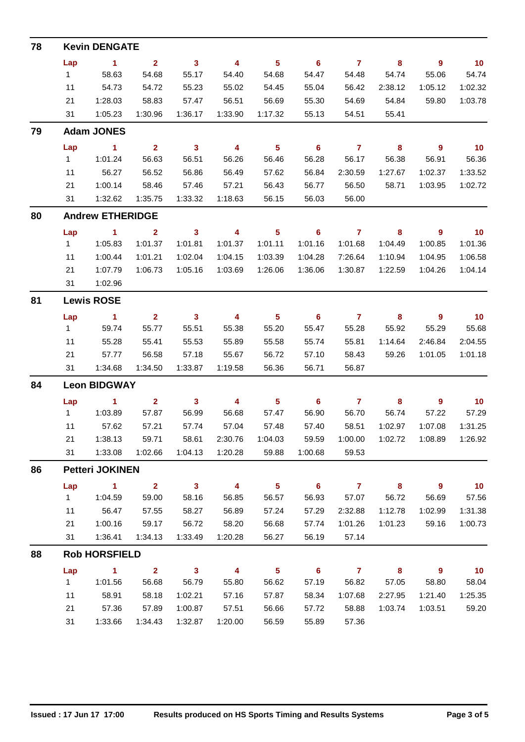## 78 Kevin DENGATE

| Lap | 1 | 2 | 3 | 4 | 5 | 6 | 7 | 8 | 9 | 10 |
|---|---|---|---|---|---|---|---|---|---|---|
| 1 | 58.63 | 54.68 | 55.17 | 54.40 | 54.68 | 54.47 | 54.48 | 54.74 | 55.06 | 54.74 |
| 11 | 54.73 | 54.72 | 55.23 | 55.02 | 54.45 | 55.04 | 56.42 | 2:38.12 | 1:05.12 | 1:02.32 |
| 21 | 1:28.03 | 58.83 | 57.47 | 56.51 | 56.69 | 55.30 | 54.69 | 54.84 | 59.80 | 1:03.78 |
| 31 | 1:05.23 | 1:30.96 | 1:36.17 | 1:33.90 | 1:17.32 | 55.13 | 54.51 | 55.41 | | |

## 79 Adam JONES

| Lap | 1 | 2 | 3 | 4 | 5 | 6 | 7 | 8 | 9 | 10 |
|---|---|---|---|---|---|---|---|---|---|---|
| 1 | 1:01.24 | 56.63 | 56.51 | 56.26 | 56.46 | 56.28 | 56.17 | 56.38 | 56.91 | 56.36 |
| 11 | 56.27 | 56.52 | 56.86 | 56.49 | 57.62 | 56.84 | 2:30.59 | 1:27.67 | 1:02.37 | 1:33.52 |
| 21 | 1:00.14 | 58.46 | 57.46 | 57.21 | 56.43 | 56.77 | 56.50 | 58.71 | 1:03.95 | 1:02.72 |
| 31 | 1:32.62 | 1:35.75 | 1:33.32 | 1:18.63 | 56.15 | 56.03 | 56.00 | | | |

## 80 Andrew ETHERIDGE

| Lap | 1 | 2 | 3 | 4 | 5 | 6 | 7 | 8 | 9 | 10 |
|---|---|---|---|---|---|---|---|---|---|---|
| 1 | 1:05.83 | 1:01.37 | 1:01.81 | 1:01.37 | 1:01.11 | 1:01.16 | 1:01.68 | 1:04.49 | 1:00.85 | 1:01.36 |
| 11 | 1:00.44 | 1:01.21 | 1:02.04 | 1:04.15 | 1:03.39 | 1:04.28 | 7:26.64 | 1:10.94 | 1:04.95 | 1:06.58 |
| 21 | 1:07.79 | 1:06.73 | 1:05.16 | 1:03.69 | 1:26.06 | 1:36.06 | 1:30.87 | 1:22.59 | 1:04.26 | 1:04.14 |
| 31 | 1:02.96 | | | | | | | | | |

## 81 Lewis ROSE

| Lap | 1 | 2 | 3 | 4 | 5 | 6 | 7 | 8 | 9 | 10 |
|---|---|---|---|---|---|---|---|---|---|---|
| 1 | 59.74 | 55.77 | 55.51 | 55.38 | 55.20 | 55.47 | 55.28 | 55.92 | 55.29 | 55.68 |
| 11 | 55.28 | 55.41 | 55.53 | 55.89 | 55.58 | 55.74 | 55.81 | 1:14.64 | 2:46.84 | 2:04.55 |
| 21 | 57.77 | 56.58 | 57.18 | 55.67 | 56.72 | 57.10 | 58.43 | 59.26 | 1:01.05 | 1:01.18 |
| 31 | 1:34.68 | 1:34.50 | 1:33.87 | 1:19.58 | 56.36 | 56.71 | 56.87 | | | |

## 84 Leon BIDGWAY

| Lap | 1 | 2 | 3 | 4 | 5 | 6 | 7 | 8 | 9 | 10 |
|---|---|---|---|---|---|---|---|---|---|---|
| 1 | 1:03.89 | 57.87 | 56.99 | 56.68 | 57.47 | 56.90 | 56.70 | 56.74 | 57.22 | 57.29 |
| 11 | 57.62 | 57.21 | 57.74 | 57.04 | 57.48 | 57.40 | 58.51 | 1:02.97 | 1:07.08 | 1:31.25 |
| 21 | 1:38.13 | 59.71 | 58.61 | 2:30.76 | 1:04.03 | 59.59 | 1:00.00 | 1:02.72 | 1:08.89 | 1:26.92 |
| 31 | 1:33.08 | 1:02.66 | 1:04.13 | 1:20.28 | 59.88 | 1:00.68 | 59.53 | | | |

## 86 Petteri JOKINEN

| Lap | 1 | 2 | 3 | 4 | 5 | 6 | 7 | 8 | 9 | 10 |
|---|---|---|---|---|---|---|---|---|---|---|
| 1 | 1:04.59 | 59.00 | 58.16 | 56.85 | 56.57 | 56.93 | 57.07 | 56.72 | 56.69 | 57.56 |
| 11 | 56.47 | 57.55 | 58.27 | 56.89 | 57.24 | 57.29 | 2:32.88 | 1:12.78 | 1:02.99 | 1:31.38 |
| 21 | 1:00.16 | 59.17 | 56.72 | 58.20 | 56.68 | 57.74 | 1:01.26 | 1:01.23 | 59.16 | 1:00.73 |
| 31 | 1:36.41 | 1:34.13 | 1:33.49 | 1:20.28 | 56.27 | 56.19 | 57.14 | | | |

## 88 Rob HORSFIELD

| Lap | 1 | 2 | 3 | 4 | 5 | 6 | 7 | 8 | 9 | 10 |
|---|---|---|---|---|---|---|---|---|---|---|
| 1 | 1:01.56 | 56.68 | 56.79 | 55.80 | 56.62 | 57.19 | 56.82 | 57.05 | 58.80 | 58.04 |
| 11 | 58.91 | 58.18 | 1:02.21 | 57.16 | 57.87 | 58.34 | 1:07.68 | 2:27.95 | 1:21.40 | 1:25.35 |
| 21 | 57.36 | 57.89 | 1:00.87 | 57.51 | 56.66 | 57.72 | 58.88 | 1:03.74 | 1:03.51 | 59.20 |
| 31 | 1:33.66 | 1:34.43 | 1:32.87 | 1:20.00 | 56.59 | 55.89 | 57.36 | | | |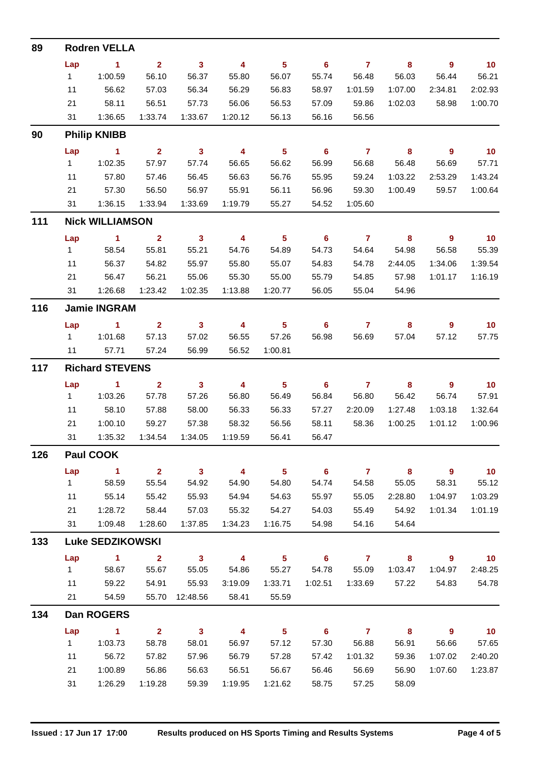## 89 Rodren VELLA

| Lap | 1 | 2 | 3 | 4 | 5 | 6 | 7 | 8 | 9 | 10 |
|---|---|---|---|---|---|---|---|---|---|---|
| 1 | 1:00.59 | 56.10 | 56.37 | 55.80 | 56.07 | 55.74 | 56.48 | 56.03 | 56.44 | 56.21 |
| 11 | 56.62 | 57.03 | 56.34 | 56.29 | 56.83 | 58.97 | 1:01.59 | 1:07.00 | 2:34.81 | 2:02.93 |
| 21 | 58.11 | 56.51 | 57.73 | 56.06 | 56.53 | 57.09 | 59.86 | 1:02.03 | 58.98 | 1:00.70 |
| 31 | 1:36.65 | 1:33.74 | 1:33.67 | 1:20.12 | 56.13 | 56.16 | 56.56 | | | |

## 90 Philip KNIBB

| Lap | 1 | 2 | 3 | 4 | 5 | 6 | 7 | 8 | 9 | 10 |
|---|---|---|---|---|---|---|---|---|---|---|
| 1 | 1:02.35 | 57.97 | 57.74 | 56.65 | 56.62 | 56.99 | 56.68 | 56.48 | 56.69 | 57.71 |
| 11 | 57.80 | 57.46 | 56.45 | 56.63 | 56.76 | 55.95 | 59.24 | 1:03.22 | 2:53.29 | 1:43.24 |
| 21 | 57.30 | 56.50 | 56.97 | 55.91 | 56.11 | 56.96 | 59.30 | 1:00.49 | 59.57 | 1:00.64 |
| 31 | 1:36.15 | 1:33.94 | 1:33.69 | 1:19.79 | 55.27 | 54.52 | 1:05.60 | | | |

## 111 Nick WILLIAMSON

| Lap | 1 | 2 | 3 | 4 | 5 | 6 | 7 | 8 | 9 | 10 |
|---|---|---|---|---|---|---|---|---|---|---|
| 1 | 58.54 | 55.81 | 55.21 | 54.76 | 54.89 | 54.73 | 54.64 | 54.98 | 56.58 | 55.39 |
| 11 | 56.37 | 54.82 | 55.97 | 55.80 | 55.07 | 54.83 | 54.78 | 2:44.05 | 1:34.06 | 1:39.54 |
| 21 | 56.47 | 56.21 | 55.06 | 55.30 | 55.00 | 55.79 | 54.85 | 57.98 | 1:01.17 | 1:16.19 |
| 31 | 1:26.68 | 1:23.42 | 1:02.35 | 1:13.88 | 1:20.77 | 56.05 | 55.04 | 54.96 | | |

## 116 Jamie INGRAM

| Lap | 1 | 2 | 3 | 4 | 5 | 6 | 7 | 8 | 9 | 10 |
|---|---|---|---|---|---|---|---|---|---|---|
| 1 | 1:01.68 | 57.13 | 57.02 | 56.55 | 57.26 | 56.98 | 56.69 | 57.04 | 57.12 | 57.75 |
| 11 | 57.71 | 57.24 | 56.99 | 56.52 | 1:00.81 | | | | | |

## 117 Richard STEVENS

| Lap | 1 | 2 | 3 | 4 | 5 | 6 | 7 | 8 | 9 | 10 |
|---|---|---|---|---|---|---|---|---|---|---|
| 1 | 1:03.26 | 57.78 | 57.26 | 56.80 | 56.49 | 56.84 | 56.80 | 56.42 | 56.74 | 57.91 |
| 11 | 58.10 | 57.88 | 58.00 | 56.33 | 56.33 | 57.27 | 2:20.09 | 1:27.48 | 1:03.18 | 1:32.64 |
| 21 | 1:00.10 | 59.27 | 57.38 | 58.32 | 56.56 | 58.11 | 58.36 | 1:00.25 | 1:01.12 | 1:00.96 |
| 31 | 1:35.32 | 1:34.54 | 1:34.05 | 1:19.59 | 56.41 | 56.47 | | | | |

## 126 Paul COOK

| Lap | 1 | 2 | 3 | 4 | 5 | 6 | 7 | 8 | 9 | 10 |
|---|---|---|---|---|---|---|---|---|---|---|
| 1 | 58.59 | 55.54 | 54.92 | 54.90 | 54.80 | 54.74 | 54.58 | 55.05 | 58.31 | 55.12 |
| 11 | 55.14 | 55.42 | 55.93 | 54.94 | 54.63 | 55.97 | 55.05 | 2:28.80 | 1:04.97 | 1:03.29 |
| 21 | 1:28.72 | 58.44 | 57.03 | 55.32 | 54.27 | 54.03 | 55.49 | 54.92 | 1:01.34 | 1:01.19 |
| 31 | 1:09.48 | 1:28.60 | 1:37.85 | 1:34.23 | 1:16.75 | 54.98 | 54.16 | 54.64 | | |

## 133 Luke SEDZIKOWSKI

| Lap | 1 | 2 | 3 | 4 | 5 | 6 | 7 | 8 | 9 | 10 |
|---|---|---|---|---|---|---|---|---|---|---|
| 1 | 58.67 | 55.67 | 55.05 | 54.86 | 55.27 | 54.78 | 55.09 | 1:03.47 | 1:04.97 | 2:48.25 |
| 11 | 59.22 | 54.91 | 55.93 | 3:19.09 | 1:33.71 | 1:02.51 | 1:33.69 | 57.22 | 54.83 | 54.78 |
| 21 | 54.59 | 55.70 | 12:48.56 | 58.41 | 55.59 | | | | | |

## 134 Dan ROGERS

| Lap | 1 | 2 | 3 | 4 | 5 | 6 | 7 | 8 | 9 | 10 |
|---|---|---|---|---|---|---|---|---|---|---|
| 1 | 1:03.73 | 58.78 | 58.01 | 56.97 | 57.12 | 57.30 | 56.88 | 56.91 | 56.66 | 57.65 |
| 11 | 56.72 | 57.82 | 57.96 | 56.79 | 57.28 | 57.42 | 1:01.32 | 59.36 | 1:07.02 | 2:40.20 |
| 21 | 1:00.89 | 56.86 | 56.63 | 56.51 | 56.67 | 56.46 | 56.69 | 56.90 | 1:07.60 | 1:23.87 |
| 31 | 1:26.29 | 1:19.28 | 59.39 | 1:19.95 | 1:21.62 | 58.75 | 57.25 | 58.09 | | |

Issued : 17 Jun 17 17:00 Results produced on HS Sports Timing and Results Systems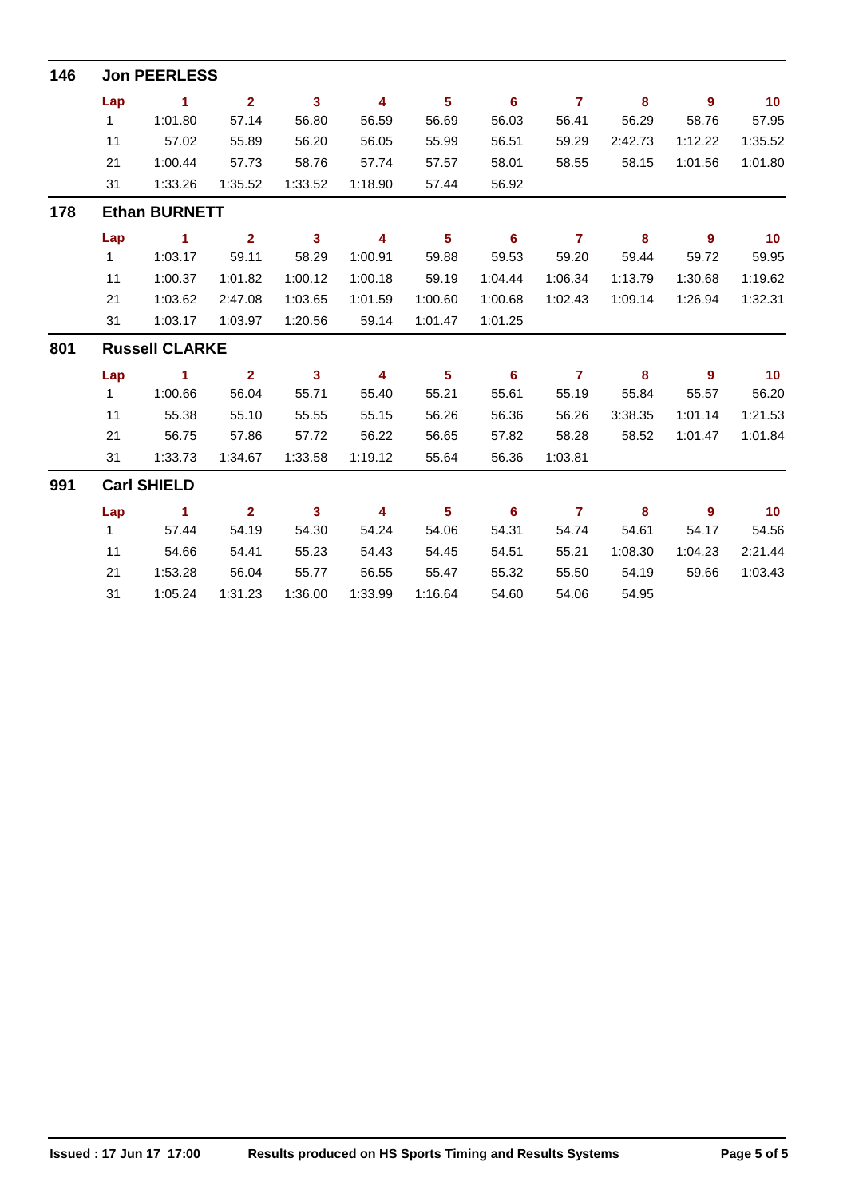## 146 Jon PEERLESS

| Lap | 1 | 2 | 3 | 4 | 5 | 6 | 7 | 8 | 9 | 10 |
|---|---|---|---|---|---|---|---|---|---|---|
| 1 | 1:01.80 | 57.14 | 56.80 | 56.59 | 56.69 | 56.03 | 56.41 | 56.29 | 58.76 | 57.95 |
| 11 | 57.02 | 55.89 | 56.20 | 56.05 | 55.99 | 56.51 | 59.29 | 2:42.73 | 1:12.22 | 1:35.52 |
| 21 | 1:00.44 | 57.73 | 58.76 | 57.74 | 57.57 | 58.01 | 58.55 | 58.15 | 1:01.56 | 1:01.80 |
| 31 | 1:33.26 | 1:35.52 | 1:33.52 | 1:18.90 | 57.44 | 56.92 | | | | |

## 178 Ethan BURNETT

| Lap | 1 | 2 | 3 | 4 | 5 | 6 | 7 | 8 | 9 | 10 |
|---|---|---|---|---|---|---|---|---|---|---|
| 1 | 1:03.17 | 59.11 | 58.29 | 1:00.91 | 59.88 | 59.53 | 59.20 | 59.44 | 59.72 | 59.95 |
| 11 | 1:00.37 | 1:01.82 | 1:00.12 | 1:00.18 | 59.19 | 1:04.44 | 1:06.34 | 1:13.79 | 1:30.68 | 1:19.62 |
| 21 | 1:03.62 | 2:47.08 | 1:03.65 | 1:01.59 | 1:00.60 | 1:00.68 | 1:02.43 | 1:09.14 | 1:26.94 | 1:32.31 |
| 31 | 1:03.17 | 1:03.97 | 1:20.56 | 59.14 | 1:01.47 | 1:01.25 | | | | |

## 801 Russell CLARKE

| Lap | 1 | 2 | 3 | 4 | 5 | 6 | 7 | 8 | 9 | 10 |
|---|---|---|---|---|---|---|---|---|---|---|
| 1 | 1:00.66 | 56.04 | 55.71 | 55.40 | 55.21 | 55.61 | 55.19 | 55.84 | 55.57 | 56.20 |
| 11 | 55.38 | 55.10 | 55.55 | 55.15 | 56.26 | 56.36 | 56.26 | 3:38.35 | 1:01.14 | 1:21.53 |
| 21 | 56.75 | 57.86 | 57.72 | 56.22 | 56.65 | 57.82 | 58.28 | 58.52 | 1:01.47 | 1:01.84 |
| 31 | 1:33.73 | 1:34.67 | 1:33.58 | 1:19.12 | 55.64 | 56.36 | 1:03.81 | | | |

## 991 Carl SHIELD

| Lap | 1 | 2 | 3 | 4 | 5 | 6 | 7 | 8 | 9 | 10 |
|---|---|---|---|---|---|---|---|---|---|---|
| 1 | 57.44 | 54.19 | 54.30 | 54.24 | 54.06 | 54.31 | 54.74 | 54.61 | 54.17 | 54.56 |
| 11 | 54.66 | 54.41 | 55.23 | 54.43 | 54.45 | 54.51 | 55.21 | 1:08.30 | 1:04.23 | 2:21.44 |
| 21 | 1:53.28 | 56.04 | 55.77 | 56.55 | 55.47 | 55.32 | 55.50 | 54.19 | 59.66 | 1:03.43 |
| 31 | 1:05.24 | 1:31.23 | 1:36.00 | 1:33.99 | 1:16.64 | 54.60 | 54.06 | 54.95 | | |

Issued : 17 Jun 17 17:00 Results produced on HS Sports Timing and Results Systems